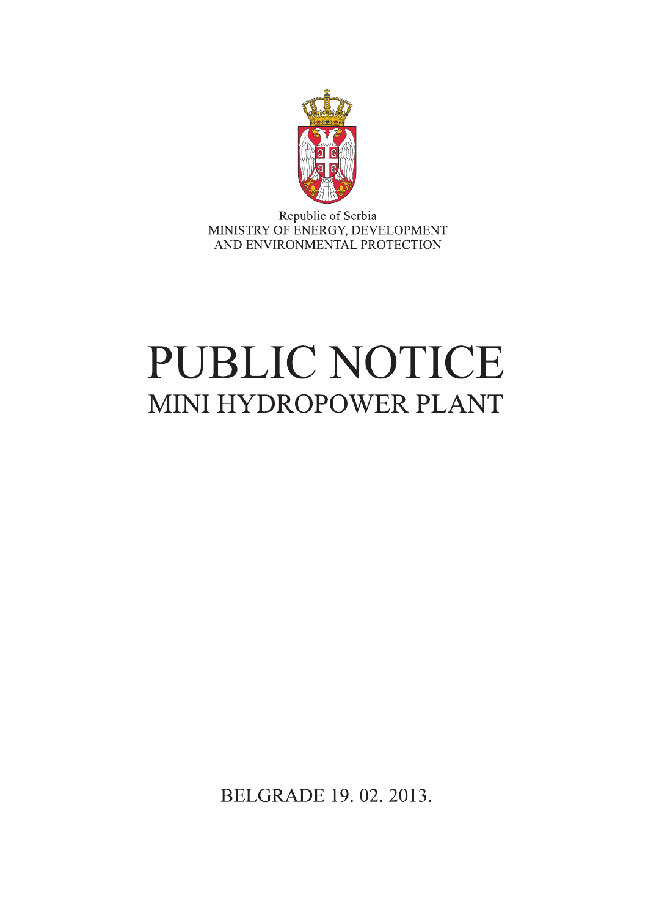Republic of Serbia
MINISTRY OF ENERGY, DEVELOPMENT
AND ENVIRONMENTAL PROTECTION

# PUBLIC NOTICE

## MINI HYDROPOWER PLANT

BELGRADE 19. 02. 2013.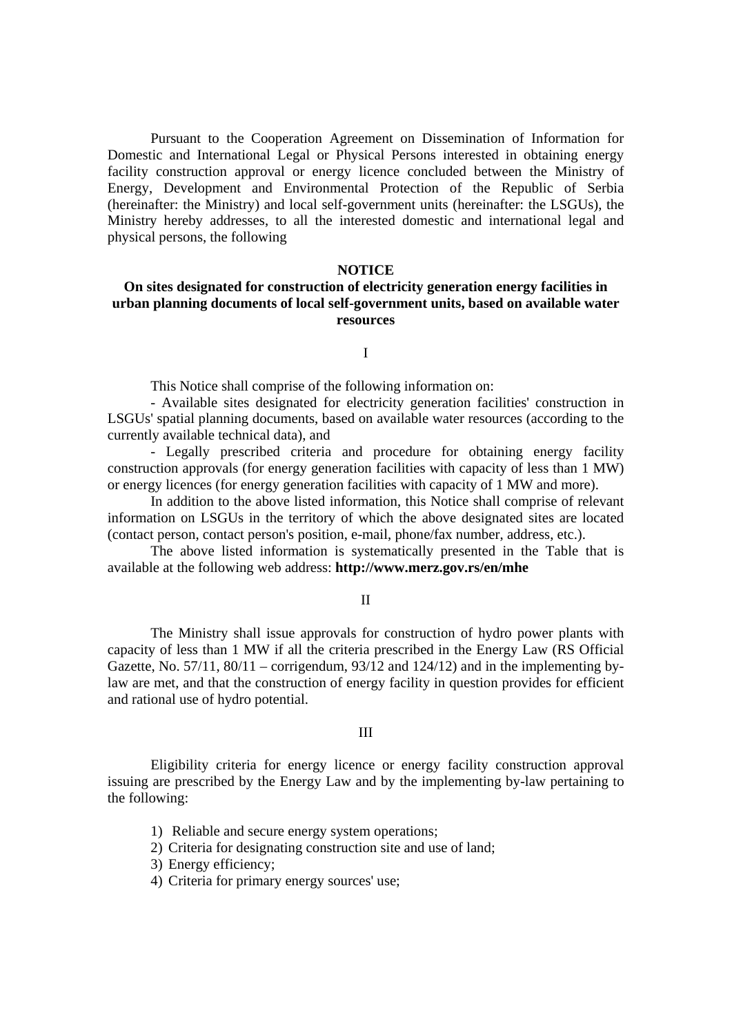Pursuant to the Cooperation Agreement on Dissemination of Information for Domestic and International Legal or Physical Persons interested in obtaining energy facility construction approval or energy licence concluded between the Ministry of Energy, Development and Environmental Protection of the Republic of Serbia (hereinafter: the Ministry) and local self-government units (hereinafter: the LSGUs), the Ministry hereby addresses, to all the interested domestic and international legal and physical persons, the following

**NOTICE**

**On sites designated for construction of electricity generation energy facilities in urban planning documents of local self-government units, based on available water resources**

I

This Notice shall comprise of the following information on:

- Available sites designated for electricity generation facilities' construction in LSGUs' spatial planning documents, based on available water resources (according to the currently available technical data), and

- Legally prescribed criteria and procedure for obtaining energy facility construction approvals (for energy generation facilities with capacity of less than 1 MW) or energy licences (for energy generation facilities with capacity of 1 MW and more).

In addition to the above listed information, this Notice shall comprise of relevant information on LSGUs in the territory of which the above designated sites are located (contact person, contact person's position, e-mail, phone/fax number, address, etc.).

The above listed information is systematically presented in the Table that is available at the following web address: **http://www.merz.gov.rs/en/mhe**

II

The Ministry shall issue approvals for construction of hydro power plants with capacity of less than 1 MW if all the criteria prescribed in the Energy Law (RS Official Gazette, No. 57/11, 80/11 – corrigendum, 93/12 and 124/12) and in the implementing by-law are met, and that the construction of energy facility in question provides for efficient and rational use of hydro potential.

III

Eligibility criteria for energy licence or energy facility construction approval issuing are prescribed by the Energy Law and by the implementing by-law pertaining to the following:

1) Reliable and secure energy system operations;
2) Criteria for designating construction site and use of land;
3) Energy efficiency;
4) Criteria for primary energy sources' use;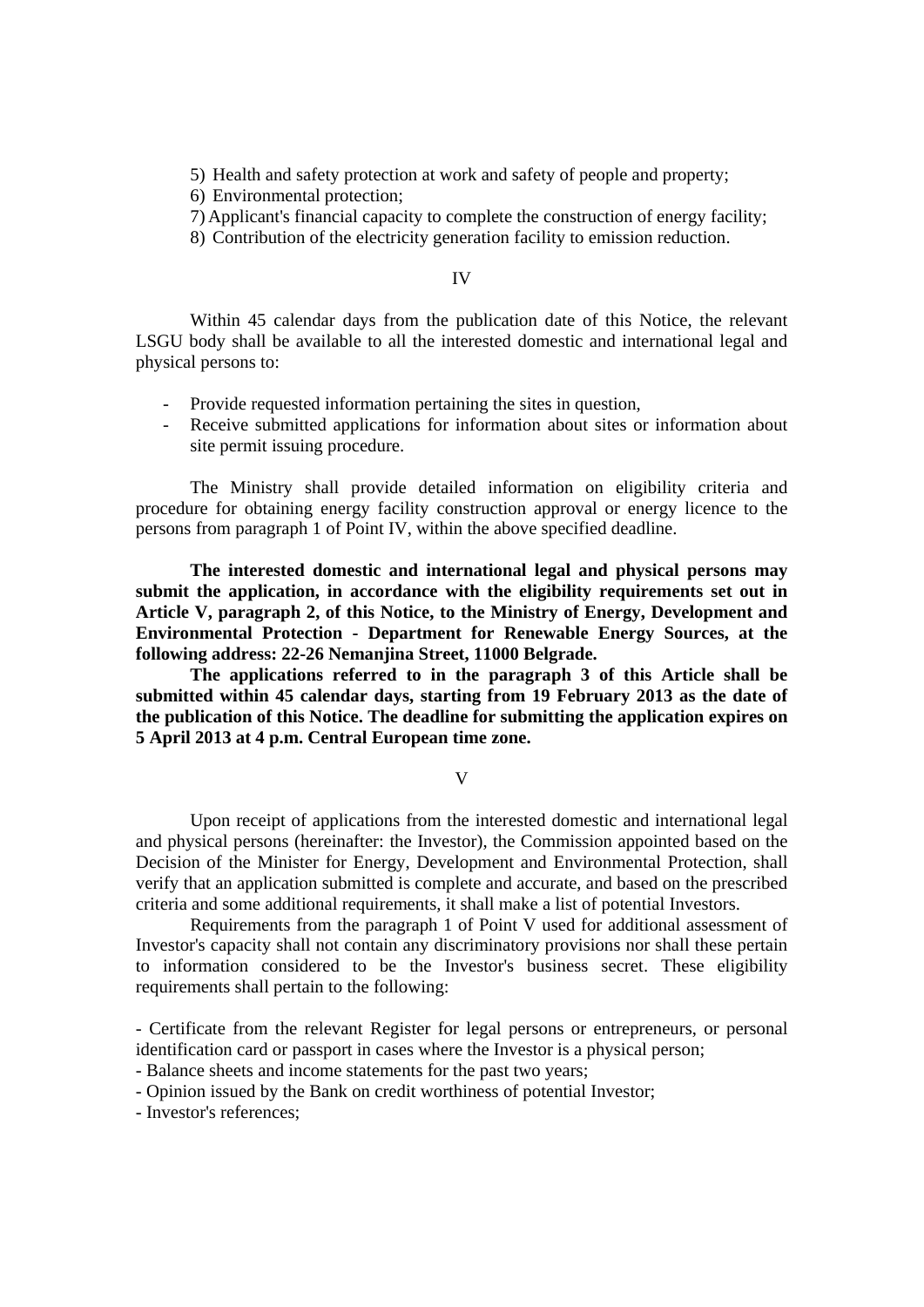5) Health and safety protection at work and safety of people and property;
6) Environmental protection;
7) Applicant's financial capacity to complete the construction of energy facility;
8) Contribution of the electricity generation facility to emission reduction.

IV

Within 45 calendar days from the publication date of this Notice, the relevant LSGU body shall be available to all the interested domestic and international legal and physical persons to:

- Provide requested information pertaining the sites in question,
- Receive submitted applications for information about sites or information about site permit issuing procedure.

The Ministry shall provide detailed information on eligibility criteria and procedure for obtaining energy facility construction approval or energy licence to the persons from paragraph 1 of Point IV, within the above specified deadline.

**The interested domestic and international legal and physical persons may submit the application, in accordance with the eligibility requirements set out in Article V, paragraph 2, of this Notice, to the Ministry of Energy, Development and Environmental Protection - Department for Renewable Energy Sources, at the following address: 22-26 Nemanjina Street, 11000 Belgrade.**

**The applications referred to in the paragraph 3 of this Article shall be submitted within 45 calendar days, starting from 19 February 2013 as the date of the publication of this Notice. The deadline for submitting the application expires on 5 April 2013 at 4 p.m. Central European time zone.**

V

Upon receipt of applications from the interested domestic and international legal and physical persons (hereinafter: the Investor), the Commission appointed based on the Decision of the Minister for Energy, Development and Environmental Protection, shall verify that an application submitted is complete and accurate, and based on the prescribed criteria and some additional requirements, it shall make a list of potential Investors.

Requirements from the paragraph 1 of Point V used for additional assessment of Investor's capacity shall not contain any discriminatory provisions nor shall these pertain to information considered to be the Investor's business secret. These eligibility requirements shall pertain to the following:

- Certificate from the relevant Register for legal persons or entrepreneurs, or personal identification card or passport in cases where the Investor is a physical person;
- Balance sheets and income statements for the past two years;
- Opinion issued by the Bank on credit worthiness of potential Investor;
- Investor's references;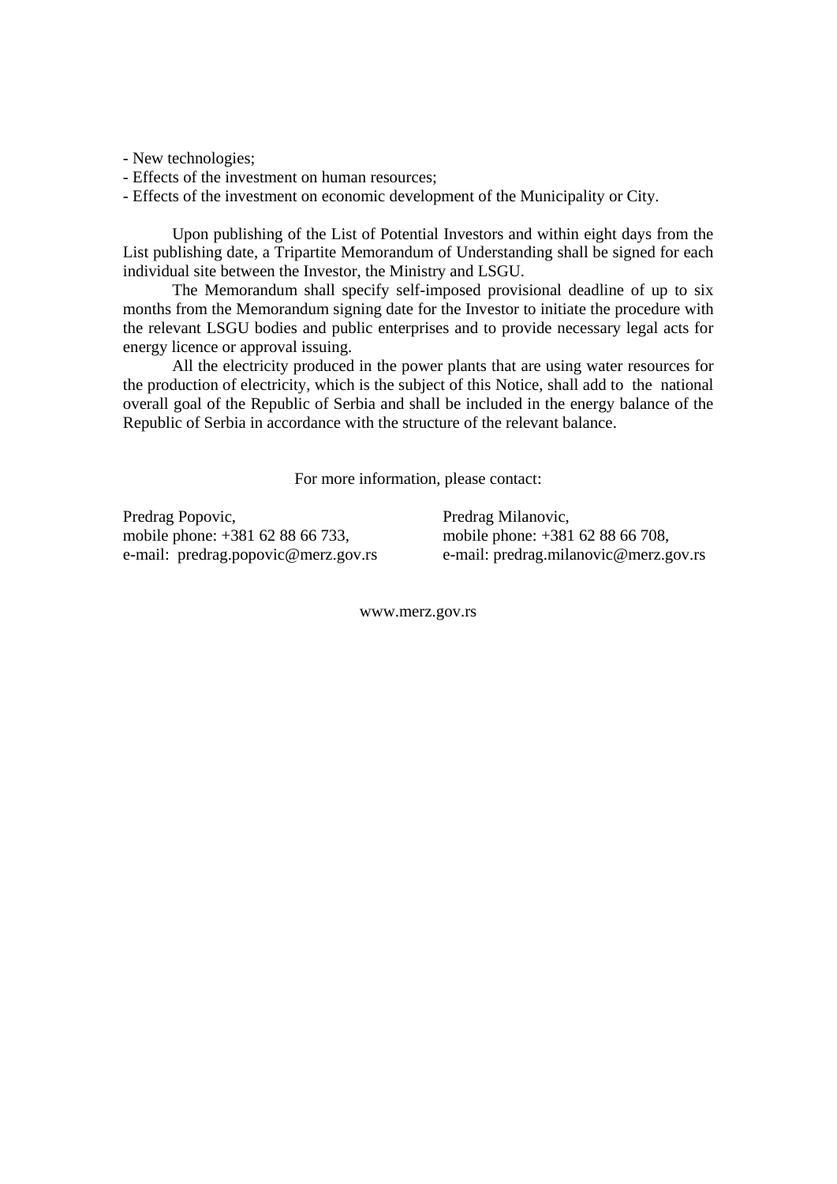- New technologies;
- Effects of the investment on human resources;
- Effects of the investment on economic development of the Municipality or City.

Upon publishing of the List of Potential Investors and within eight days from the List publishing date, a Tripartite Memorandum of Understanding shall be signed for each individual site between the Investor, the Ministry and LSGU.

The Memorandum shall specify self-imposed provisional deadline of up to six months from the Memorandum signing date for the Investor to initiate the procedure with the relevant LSGU bodies and public enterprises and to provide necessary legal acts for energy licence or approval issuing.

All the electricity produced in the power plants that are using water resources for the production of electricity, which is the subject of this Notice, shall add to the national overall goal of the Republic of Serbia and shall be included in the energy balance of the Republic of Serbia in accordance with the structure of the relevant balance.

For more information, please contact:

Predrag Popovic,
mobile phone: +381 62 88 66 733,
e-mail: predrag.popovic@merz.gov.rs

Predrag Milanovic,
mobile phone: +381 62 88 66 708,
e-mail: predrag.milanovic@merz.gov.rs

www.merz.gov.rs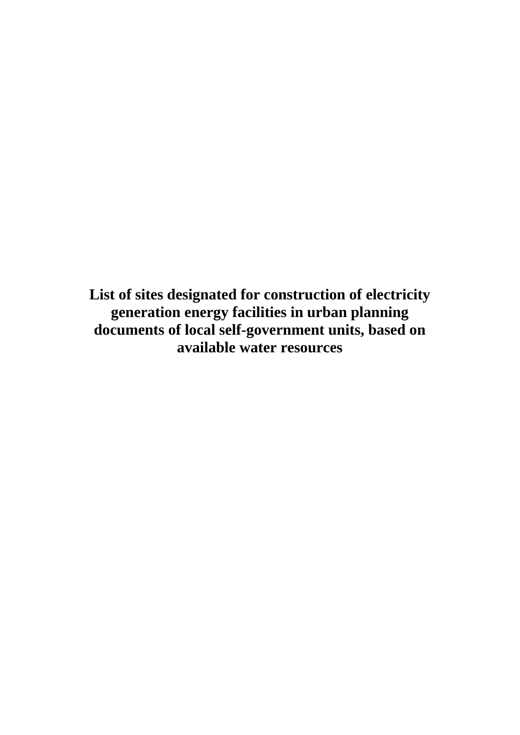# List of sites designated for construction of electricity generation energy facilities in urban planning documents of local self-government units, based on available water resources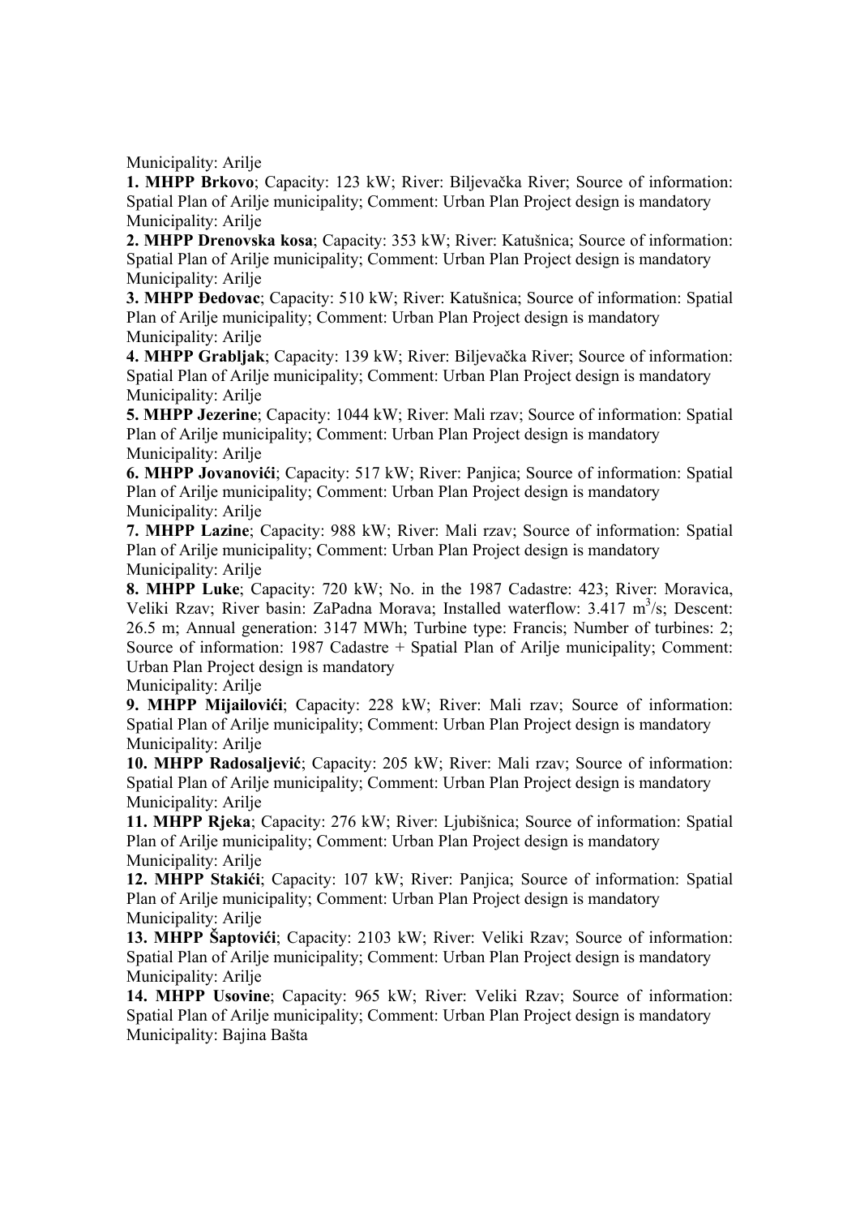Municipality: Arilje

**1. MHPP Brkovo**; Capacity: 123 kW; River: Biljevačka River; Source of information: Spatial Plan of Arilje municipality; Comment: Urban Plan Project design is mandatory

Municipality: Arilje

**2. MHPP Drenovska kosa**; Capacity: 353 kW; River: Katušnica; Source of information: Spatial Plan of Arilje municipality; Comment: Urban Plan Project design is mandatory

Municipality: Arilje

**3. MHPP Đedovac**; Capacity: 510 kW; River: Katušnica; Source of information: Spatial Plan of Arilje municipality; Comment: Urban Plan Project design is mandatory

Municipality: Arilje

**4. MHPP Grabljak**; Capacity: 139 kW; River: Biljevačka River; Source of information: Spatial Plan of Arilje municipality; Comment: Urban Plan Project design is mandatory

Municipality: Arilje

**5. MHPP Jezerine**; Capacity: 1044 kW; River: Mali rzav; Source of information: Spatial Plan of Arilje municipality; Comment: Urban Plan Project design is mandatory

Municipality: Arilje

**6. MHPP Jovanovići**; Capacity: 517 kW; River: Panjica; Source of information: Spatial Plan of Arilje municipality; Comment: Urban Plan Project design is mandatory

Municipality: Arilje

**7. MHPP Lazine**; Capacity: 988 kW; River: Mali rzav; Source of information: Spatial Plan of Arilje municipality; Comment: Urban Plan Project design is mandatory

Municipality: Arilje

**8. MHPP Luke**; Capacity: 720 kW; No. in the 1987 Cadastre: 423; River: Moravica, Veliki Rzav; River basin: ZaPadna Morava; Installed waterflow: 3.417 $m^3/s$; Descent: 26.5 m; Annual generation: 3147 MWh; Turbine type: Francis; Number of turbines: 2; Source of information: 1987 Cadastre + Spatial Plan of Arilje municipality; Comment: Urban Plan Project design is mandatory

Municipality: Arilje

**9. MHPP Mijailovići**; Capacity: 228 kW; River: Mali rzav; Source of information: Spatial Plan of Arilje municipality; Comment: Urban Plan Project design is mandatory

Municipality: Arilje

**10. MHPP Radosaljević**; Capacity: 205 kW; River: Mali rzav; Source of information: Spatial Plan of Arilje municipality; Comment: Urban Plan Project design is mandatory

Municipality: Arilje

**11. MHPP Rjeka**; Capacity: 276 kW; River: Ljubišnica; Source of information: Spatial Plan of Arilje municipality; Comment: Urban Plan Project design is mandatory

Municipality: Arilje

**12. MHPP Stakići**; Capacity: 107 kW; River: Panjica; Source of information: Spatial Plan of Arilje municipality; Comment: Urban Plan Project design is mandatory

Municipality: Arilje

**13. MHPP Šaptovići**; Capacity: 2103 kW; River: Veliki Rzav; Source of information: Spatial Plan of Arilje municipality; Comment: Urban Plan Project design is mandatory

Municipality: Arilje

**14. MHPP Usovine**; Capacity: 965 kW; River: Veliki Rzav; Source of information: Spatial Plan of Arilje municipality; Comment: Urban Plan Project design is mandatory

Municipality: Bajina Bašta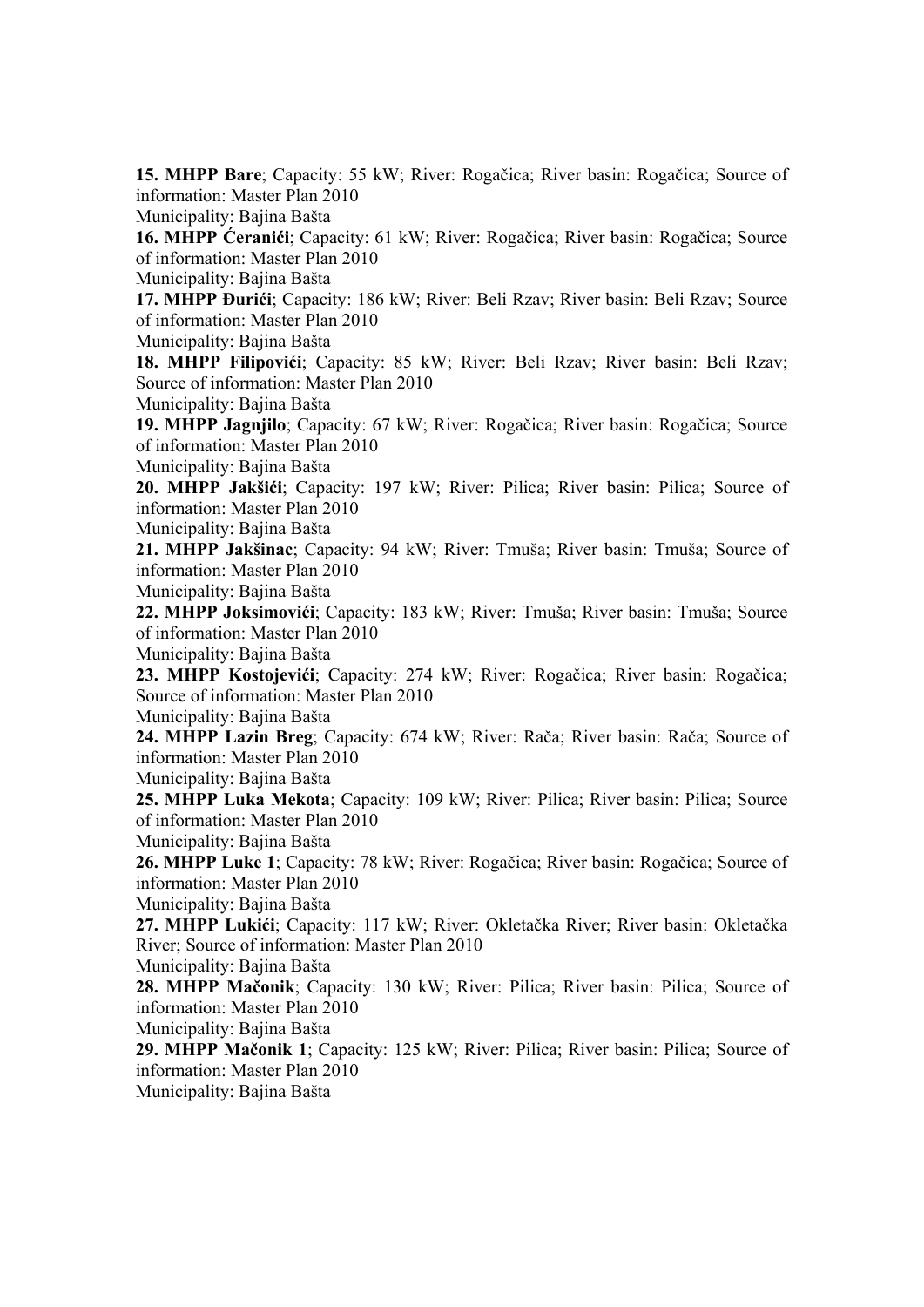**15. MHPP Bare**; Capacity: 55 kW; River: Rogačica; River basin: Rogačica; Source of information: Master Plan 2010
Municipality: Bajina Bašta

**16. MHPP Ćeranići**; Capacity: 61 kW; River: Rogačica; River basin: Rogačica; Source of information: Master Plan 2010
Municipality: Bajina Bašta

**17. MHPP Đurići**; Capacity: 186 kW; River: Beli Rzav; River basin: Beli Rzav; Source of information: Master Plan 2010
Municipality: Bajina Bašta

**18. MHPP Filipovići**; Capacity: 85 kW; River: Beli Rzav; River basin: Beli Rzav; Source of information: Master Plan 2010
Municipality: Bajina Bašta

**19. MHPP Jagnjilo**; Capacity: 67 kW; River: Rogačica; River basin: Rogačica; Source of information: Master Plan 2010
Municipality: Bajina Bašta

**20. MHPP Jakšići**; Capacity: 197 kW; River: Pilica; River basin: Pilica; Source of information: Master Plan 2010
Municipality: Bajina Bašta

**21. MHPP Jakšinac**; Capacity: 94 kW; River: Tmuša; River basin: Tmuša; Source of information: Master Plan 2010
Municipality: Bajina Bašta

**22. MHPP Joksimovići**; Capacity: 183 kW; River: Tmuša; River basin: Tmuša; Source of information: Master Plan 2010
Municipality: Bajina Bašta

**23. MHPP Kostojevići**; Capacity: 274 kW; River: Rogačica; River basin: Rogačica; Source of information: Master Plan 2010
Municipality: Bajina Bašta

**24. MHPP Lazin Breg**; Capacity: 674 kW; River: Rača; River basin: Rača; Source of information: Master Plan 2010
Municipality: Bajina Bašta

**25. MHPP Luka Mekota**; Capacity: 109 kW; River: Pilica; River basin: Pilica; Source of information: Master Plan 2010
Municipality: Bajina Bašta

**26. MHPP Luke 1**; Capacity: 78 kW; River: Rogačica; River basin: Rogačica; Source of information: Master Plan 2010
Municipality: Bajina Bašta

**27. MHPP Lukići**; Capacity: 117 kW; River: Okletačka River; River basin: Okletačka River; Source of information: Master Plan 2010
Municipality: Bajina Bašta

**28. MHPP Mačonik**; Capacity: 130 kW; River: Pilica; River basin: Pilica; Source of information: Master Plan 2010
Municipality: Bajina Bašta

**29. MHPP Mačonik 1**; Capacity: 125 kW; River: Pilica; River basin: Pilica; Source of information: Master Plan 2010
Municipality: Bajina Bašta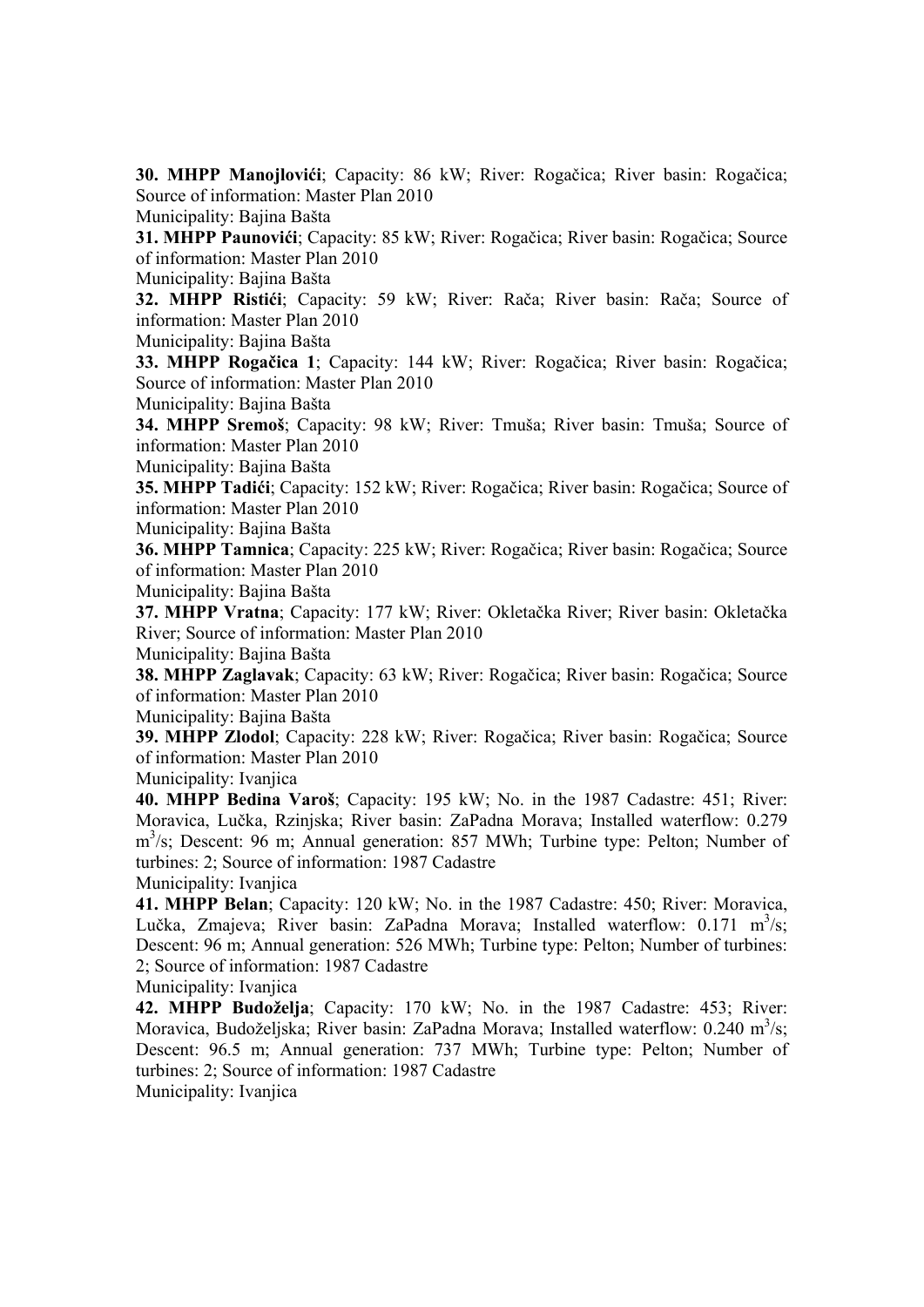**30. MHPP Manojlovići**; Capacity: 86 kW; River: Rogačica; River basin: Rogačica; Source of information: Master Plan 2010
Municipality: Bajina Bašta

**31. MHPP Paunovići**; Capacity: 85 kW; River: Rogačica; River basin: Rogačica; Source of information: Master Plan 2010
Municipality: Bajina Bašta

**32. MHPP Ristići**; Capacity: 59 kW; River: Rača; River basin: Rača; Source of information: Master Plan 2010
Municipality: Bajina Bašta

**33. MHPP Rogačica 1**; Capacity: 144 kW; River: Rogačica; River basin: Rogačica; Source of information: Master Plan 2010
Municipality: Bajina Bašta

**34. MHPP Sremoš**; Capacity: 98 kW; River: Tmuša; River basin: Tmuša; Source of information: Master Plan 2010
Municipality: Bajina Bašta

**35. MHPP Tadići**; Capacity: 152 kW; River: Rogačica; River basin: Rogačica; Source of information: Master Plan 2010
Municipality: Bajina Bašta

**36. MHPP Tamnica**; Capacity: 225 kW; River: Rogačica; River basin: Rogačica; Source of information: Master Plan 2010
Municipality: Bajina Bašta

**37. MHPP Vratna**; Capacity: 177 kW; River: Okletačka River; River basin: Okletačka River; Source of information: Master Plan 2010
Municipality: Bajina Bašta

**38. MHPP Zaglavak**; Capacity: 63 kW; River: Rogačica; River basin: Rogačica; Source of information: Master Plan 2010
Municipality: Bajina Bašta

**39. MHPP Zlodol**; Capacity: 228 kW; River: Rogačica; River basin: Rogačica; Source of information: Master Plan 2010
Municipality: Ivanjica

**40. MHPP Bedina Varoš**; Capacity: 195 kW; No. in the 1987 Cadastre: 451; River: Moravica, Lučka, Rzinjska; River basin: ZaPadna Morava; Installed waterflow: 0.279 $m^3/s$; Descent: 96 m; Annual generation: 857 MWh; Turbine type: Pelton; Number of turbines: 2; Source of information: 1987 Cadastre
Municipality: Ivanjica

**41. MHPP Belan**; Capacity: 120 kW; No. in the 1987 Cadastre: 450; River: Moravica, Lučka, Zmajeva; River basin: ZaPadna Morava; Installed waterflow: 0.171 $m^3/s$; Descent: 96 m; Annual generation: 526 MWh; Turbine type: Pelton; Number of turbines: 2; Source of information: 1987 Cadastre
Municipality: Ivanjica

**42. MHPP Budoželja**; Capacity: 170 kW; No. in the 1987 Cadastre: 453; River: Moravica, Budoželjska; River basin: ZaPadna Morava; Installed waterflow: 0.240 $m^3/s$; Descent: 96.5 m; Annual generation: 737 MWh; Turbine type: Pelton; Number of turbines: 2; Source of information: 1987 Cadastre
Municipality: Ivanjica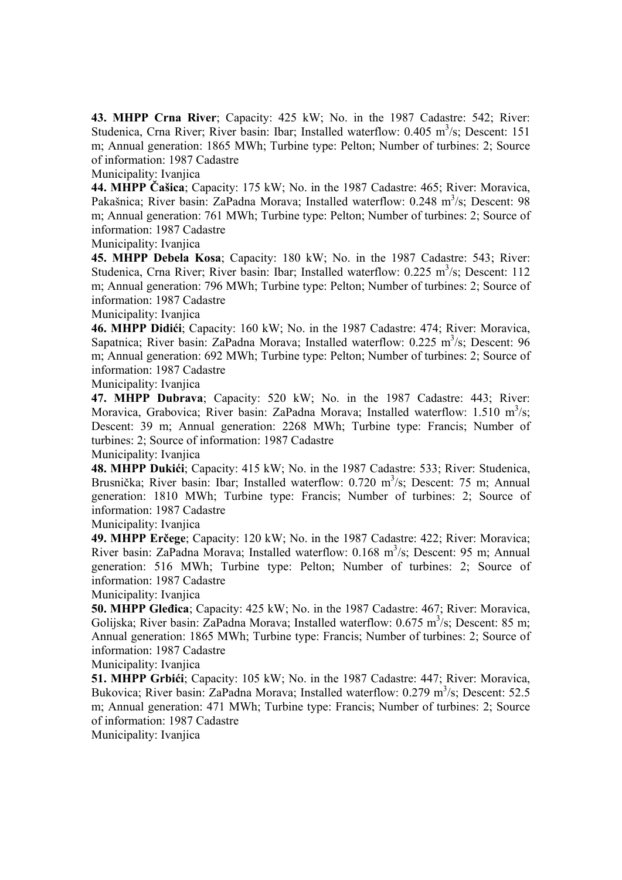**43. MHPP Crna River**; Capacity: 425 kW; No. in the 1987 Cadastre: 542; River: Studenica, Crna River; River basin: Ibar; Installed waterflow: 0.405 $m^3/s$; Descent: 151 m; Annual generation: 1865 MWh; Turbine type: Pelton; Number of turbines: 2; Source of information: 1987 Cadastre

Municipality: Ivanjica

**44. MHPP Čašica**; Capacity: 175 kW; No. in the 1987 Cadastre: 465; River: Moravica, Pakašnica; River basin: ZaPadna Morava; Installed waterflow: 0.248 $m^3/s$; Descent: 98 m; Annual generation: 761 MWh; Turbine type: Pelton; Number of turbines: 2; Source of information: 1987 Cadastre

Municipality: Ivanjica

**45. MHPP Debela Kosa**; Capacity: 180 kW; No. in the 1987 Cadastre: 543; River: Studenica, Crna River; River basin: Ibar; Installed waterflow: 0.225 $m^3/s$; Descent: 112 m; Annual generation: 796 MWh; Turbine type: Pelton; Number of turbines: 2; Source of information: 1987 Cadastre

Municipality: Ivanjica

**46. MHPP Didići**; Capacity: 160 kW; No. in the 1987 Cadastre: 474; River: Moravica, Sapatnica; River basin: ZaPadna Morava; Installed waterflow: 0.225 $m^3/s$; Descent: 96 m; Annual generation: 692 MWh; Turbine type: Pelton; Number of turbines: 2; Source of information: 1987 Cadastre

Municipality: Ivanjica

**47. MHPP Dubrava**; Capacity: 520 kW; No. in the 1987 Cadastre: 443; River: Moravica, Grabovica; River basin: ZaPadna Morava; Installed waterflow: 1.510 $m^3/s$; Descent: 39 m; Annual generation: 2268 MWh; Turbine type: Francis; Number of turbines: 2; Source of information: 1987 Cadastre

Municipality: Ivanjica

**48. MHPP Dukići**; Capacity: 415 kW; No. in the 1987 Cadastre: 533; River: Studenica, Brusnička; River basin: Ibar; Installed waterflow: 0.720 $m^3/s$; Descent: 75 m; Annual generation: 1810 MWh; Turbine type: Francis; Number of turbines: 2; Source of information: 1987 Cadastre

Municipality: Ivanjica

**49. MHPP Erčege**; Capacity: 120 kW; No. in the 1987 Cadastre: 422; River: Moravica; River basin: ZaPadna Morava; Installed waterflow: 0.168 $m^3/s$; Descent: 95 m; Annual generation: 516 MWh; Turbine type: Pelton; Number of turbines: 2; Source of information: 1987 Cadastre

Municipality: Ivanjica

**50. MHPP Gleđica**; Capacity: 425 kW; No. in the 1987 Cadastre: 467; River: Moravica, Golijska; River basin: ZaPadna Morava; Installed waterflow: 0.675 $m^3/s$; Descent: 85 m; Annual generation: 1865 MWh; Turbine type: Francis; Number of turbines: 2; Source of information: 1987 Cadastre

Municipality: Ivanjica

**51. MHPP Grbići**; Capacity: 105 kW; No. in the 1987 Cadastre: 447; River: Moravica, Bukovica; River basin: ZaPadna Morava; Installed waterflow: 0.279 $m^3/s$; Descent: 52.5 m; Annual generation: 471 MWh; Turbine type: Francis; Number of turbines: 2; Source of information: 1987 Cadastre

Municipality: Ivanjica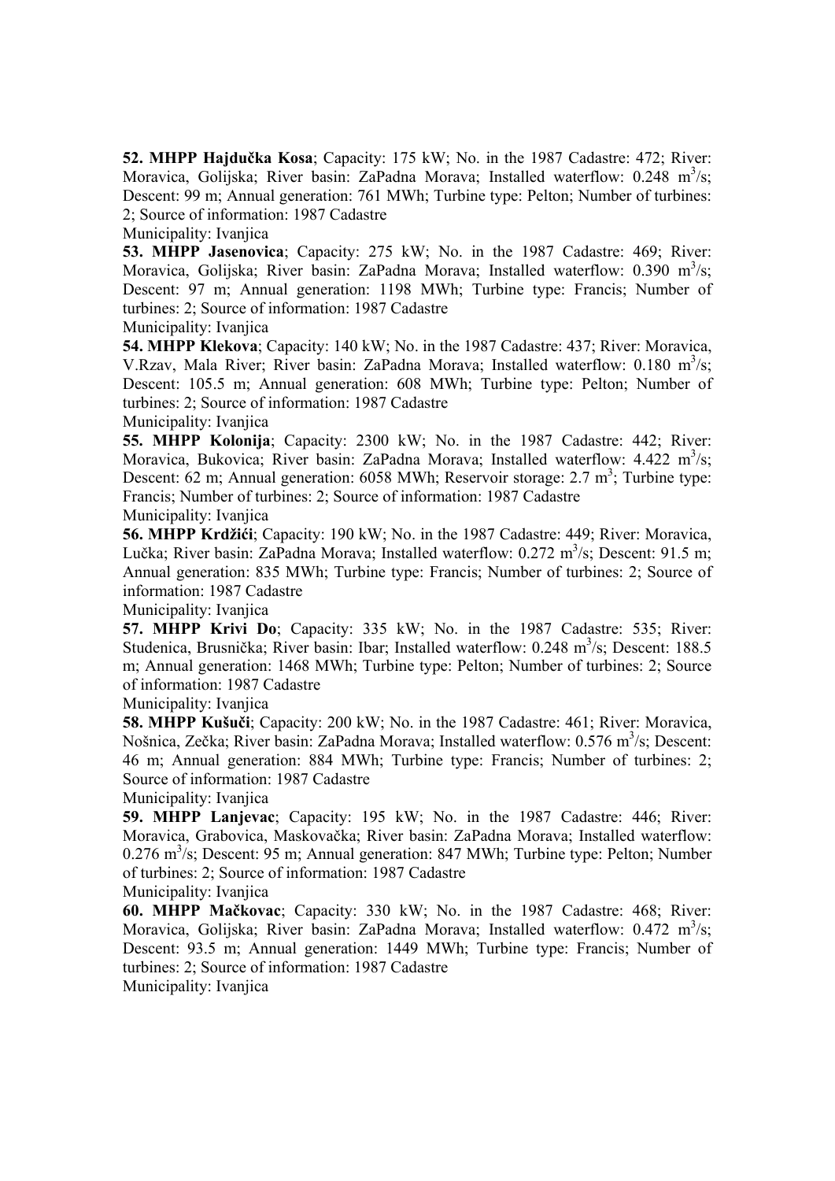**52. MHPP Hajdučka Kosa**; Capacity: 175 kW; No. in the 1987 Cadastre: 472; River: Moravica, Golijska; River basin: ZaPadna Morava; Installed waterflow: 0.248 $m^3$/s; Descent: 99 m; Annual generation: 761 MWh; Turbine type: Pelton; Number of turbines: 2; Source of information: 1987 Cadastre

Municipality: Ivanjica

**53. MHPP Jasenovica**; Capacity: 275 kW; No. in the 1987 Cadastre: 469; River: Moravica, Golijska; River basin: ZaPadna Morava; Installed waterflow: 0.390 $m^3$/s; Descent: 97 m; Annual generation: 1198 MWh; Turbine type: Francis; Number of turbines: 2; Source of information: 1987 Cadastre

Municipality: Ivanjica

**54. MHPP Klekova**; Capacity: 140 kW; No. in the 1987 Cadastre: 437; River: Moravica, V.Rzav, Mala River; River basin: ZaPadna Morava; Installed waterflow: 0.180 $m^3$/s; Descent: 105.5 m; Annual generation: 608 MWh; Turbine type: Pelton; Number of turbines: 2; Source of information: 1987 Cadastre

Municipality: Ivanjica

**55. MHPP Kolonija**; Capacity: 2300 kW; No. in the 1987 Cadastre: 442; River: Moravica, Bukovica; River basin: ZaPadna Morava; Installed waterflow: 4.422 $m^3$/s; Descent: 62 m; Annual generation: 6058 MWh; Reservoir storage: 2.7 $m^3$; Turbine type: Francis; Number of turbines: 2; Source of information: 1987 Cadastre

Municipality: Ivanjica

**56. MHPP Krdžići**; Capacity: 190 kW; No. in the 1987 Cadastre: 449; River: Moravica, Lučka; River basin: ZaPadna Morava; Installed waterflow: 0.272 $m^3$/s; Descent: 91.5 m; Annual generation: 835 MWh; Turbine type: Francis; Number of turbines: 2; Source of information: 1987 Cadastre

Municipality: Ivanjica

**57. MHPP Krivi Do**; Capacity: 335 kW; No. in the 1987 Cadastre: 535; River: Studenica, Brusnička; River basin: Ibar; Installed waterflow: 0.248 $m^3$/s; Descent: 188.5 m; Annual generation: 1468 MWh; Turbine type: Pelton; Number of turbines: 2; Source of information: 1987 Cadastre

Municipality: Ivanjica

**58. MHPP Kušuči**; Capacity: 200 kW; No. in the 1987 Cadastre: 461; River: Moravica, Nošnica, Zečka; River basin: ZaPadna Morava; Installed waterflow: 0.576 $m^3$/s; Descent: 46 m; Annual generation: 884 MWh; Turbine type: Francis; Number of turbines: 2; Source of information: 1987 Cadastre

Municipality: Ivanjica

**59. MHPP Lanjevac**; Capacity: 195 kW; No. in the 1987 Cadastre: 446; River: Moravica, Grabovica, Maskovačka; River basin: ZaPadna Morava; Installed waterflow: 0.276 $m^3$/s; Descent: 95 m; Annual generation: 847 MWh; Turbine type: Pelton; Number of turbines: 2; Source of information: 1987 Cadastre

Municipality: Ivanjica

**60. MHPP Mačkovac**; Capacity: 330 kW; No. in the 1987 Cadastre: 468; River: Moravica, Golijska; River basin: ZaPadna Morava; Installed waterflow: 0.472 $m^3$/s; Descent: 93.5 m; Annual generation: 1449 MWh; Turbine type: Francis; Number of turbines: 2; Source of information: 1987 Cadastre

Municipality: Ivanjica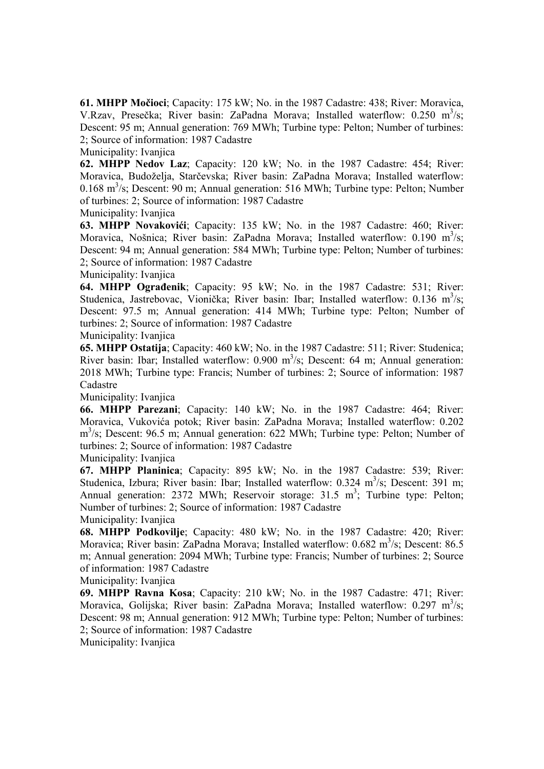**61. MHPP Močioci**; Capacity: 175 kW; No. in the 1987 Cadastre: 438; River: Moravica, V.Rzav, Presečka; River basin: ZaPadna Morava; Installed waterflow: 0.250 $m^3/s$; Descent: 95 m; Annual generation: 769 MWh; Turbine type: Pelton; Number of turbines: 2; Source of information: 1987 Cadastre

Municipality: Ivanjica

**62. MHPP Nedov Laz**; Capacity: 120 kW; No. in the 1987 Cadastre: 454; River: Moravica, Budoželja, Starčevska; River basin: ZaPadna Morava; Installed waterflow: 0.168 $m^3/s$; Descent: 90 m; Annual generation: 516 MWh; Turbine type: Pelton; Number of turbines: 2; Source of information: 1987 Cadastre

Municipality: Ivanjica

**63. MHPP Novakovići**; Capacity: 135 kW; No. in the 1987 Cadastre: 460; River: Moravica, Nošnica; River basin: ZaPadna Morava; Installed waterflow: 0.190 $m^3/s$; Descent: 94 m; Annual generation: 584 MWh; Turbine type: Pelton; Number of turbines: 2; Source of information: 1987 Cadastre

Municipality: Ivanjica

**64. MHPP Ograđenik**; Capacity: 95 kW; No. in the 1987 Cadastre: 531; River: Studenica, Jastrebovac, Vionička; River basin: Ibar; Installed waterflow: 0.136 $m^3/s$; Descent: 97.5 m; Annual generation: 414 MWh; Turbine type: Pelton; Number of turbines: 2; Source of information: 1987 Cadastre

Municipality: Ivanjica

**65. MHPP Ostatija**; Capacity: 460 kW; No. in the 1987 Cadastre: 511; River: Studenica; River basin: Ibar; Installed waterflow: 0.900 $m^3/s$; Descent: 64 m; Annual generation: 2018 MWh; Turbine type: Francis; Number of turbines: 2; Source of information: 1987 Cadastre

Municipality: Ivanjica

**66. MHPP Parezani**; Capacity: 140 kW; No. in the 1987 Cadastre: 464; River: Moravica, Vukovića potok; River basin: ZaPadna Morava; Installed waterflow: 0.202 $m^3/s$; Descent: 96.5 m; Annual generation: 622 MWh; Turbine type: Pelton; Number of turbines: 2; Source of information: 1987 Cadastre

Municipality: Ivanjica

**67. MHPP Planinica**; Capacity: 895 kW; No. in the 1987 Cadastre: 539; River: Studenica, Izbura; River basin: Ibar; Installed waterflow: 0.324 $m^3/s$; Descent: 391 m; Annual generation: 2372 MWh; Reservoir storage: 31.5 $m^3$; Turbine type: Pelton; Number of turbines: 2; Source of information: 1987 Cadastre

Municipality: Ivanjica

**68. MHPP Podkovilje**; Capacity: 480 kW; No. in the 1987 Cadastre: 420; River: Moravica; River basin: ZaPadna Morava; Installed waterflow: 0.682 $m^3/s$; Descent: 86.5 m; Annual generation: 2094 MWh; Turbine type: Francis; Number of turbines: 2; Source of information: 1987 Cadastre

Municipality: Ivanjica

**69. MHPP Ravna Kosa**; Capacity: 210 kW; No. in the 1987 Cadastre: 471; River: Moravica, Golijska; River basin: ZaPadna Morava; Installed waterflow: 0.297 $m^3/s$; Descent: 98 m; Annual generation: 912 MWh; Turbine type: Pelton; Number of turbines: 2; Source of information: 1987 Cadastre

Municipality: Ivanjica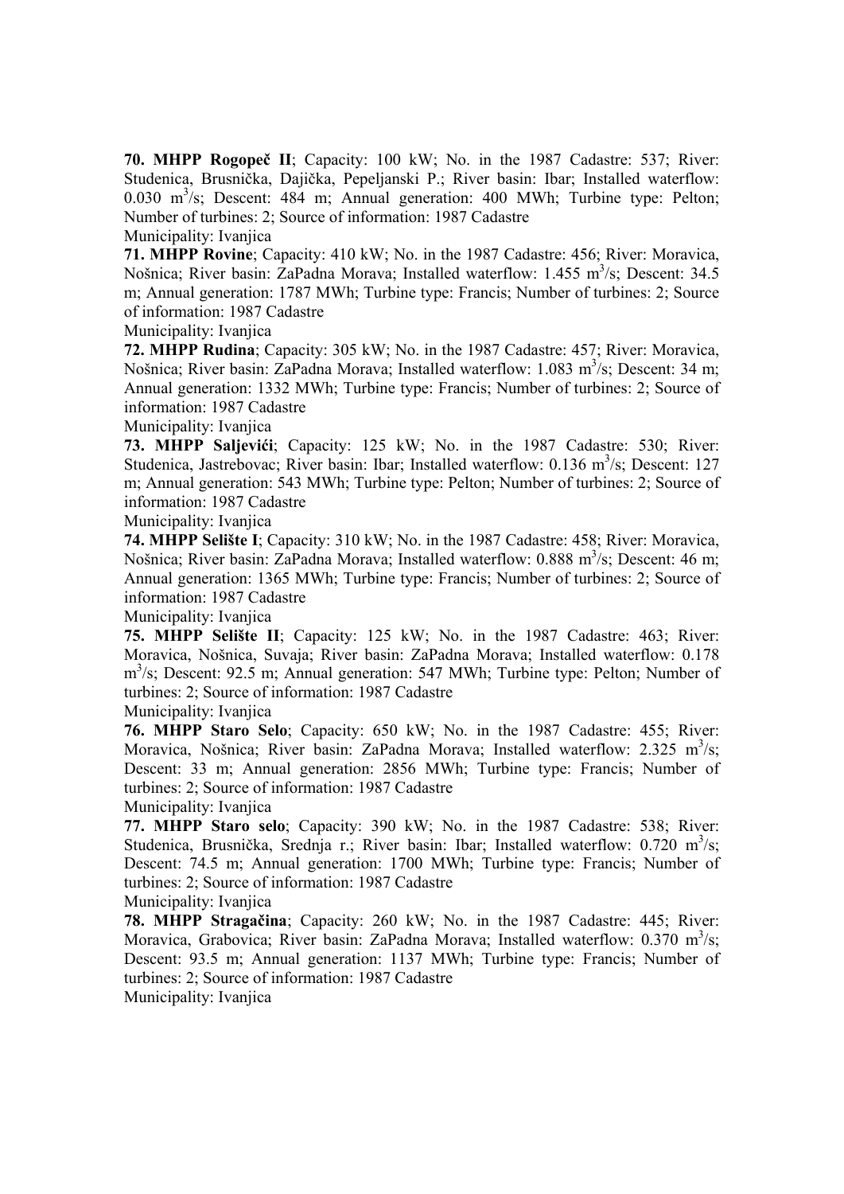**70. MHPP Rogopeč II**; Capacity: 100 kW; No. in the 1987 Cadastre: 537; River: Studenica, Brusnička, Dajička, Pepeljanski P.; River basin: Ibar; Installed waterflow: 0.030 $m^3/s$; Descent: 484 m; Annual generation: 400 MWh; Turbine type: Pelton; Number of turbines: 2; Source of information: 1987 Cadastre
Municipality: Ivanjica

**71. MHPP Rovine**; Capacity: 410 kW; No. in the 1987 Cadastre: 456; River: Moravica, Nošnica; River basin: ZaPadna Morava; Installed waterflow: 1.455 $m^3/s$; Descent: 34.5 m; Annual generation: 1787 MWh; Turbine type: Francis; Number of turbines: 2; Source of information: 1987 Cadastre
Municipality: Ivanjica

**72. MHPP Rudina**; Capacity: 305 kW; No. in the 1987 Cadastre: 457; River: Moravica, Nošnica; River basin: ZaPadna Morava; Installed waterflow: 1.083 $m^3/s$; Descent: 34 m; Annual generation: 1332 MWh; Turbine type: Francis; Number of turbines: 2; Source of information: 1987 Cadastre
Municipality: Ivanjica

**73. MHPP Saljevići**; Capacity: 125 kW; No. in the 1987 Cadastre: 530; River: Studenica, Jastrebovac; River basin: Ibar; Installed waterflow: 0.136 $m^3/s$; Descent: 127 m; Annual generation: 543 MWh; Turbine type: Pelton; Number of turbines: 2; Source of information: 1987 Cadastre
Municipality: Ivanjica

**74. MHPP Selište I**; Capacity: 310 kW; No. in the 1987 Cadastre: 458; River: Moravica, Nošnica; River basin: ZaPadna Morava; Installed waterflow: 0.888 $m^3/s$; Descent: 46 m; Annual generation: 1365 MWh; Turbine type: Francis; Number of turbines: 2; Source of information: 1987 Cadastre
Municipality: Ivanjica

**75. MHPP Selište II**; Capacity: 125 kW; No. in the 1987 Cadastre: 463; River: Moravica, Nošnica, Suvaja; River basin: ZaPadna Morava; Installed waterflow: 0.178 $m^3/s$; Descent: 92.5 m; Annual generation: 547 MWh; Turbine type: Pelton; Number of turbines: 2; Source of information: 1987 Cadastre
Municipality: Ivanjica

**76. MHPP Staro Selo**; Capacity: 650 kW; No. in the 1987 Cadastre: 455; River: Moravica, Nošnica; River basin: ZaPadna Morava; Installed waterflow: 2.325 $m^3/s$; Descent: 33 m; Annual generation: 2856 MWh; Turbine type: Francis; Number of turbines: 2; Source of information: 1987 Cadastre
Municipality: Ivanjica

**77. MHPP Staro selo**; Capacity: 390 kW; No. in the 1987 Cadastre: 538; River: Studenica, Brusnička, Srednja r.; River basin: Ibar; Installed waterflow: 0.720 $m^3/s$; Descent: 74.5 m; Annual generation: 1700 MWh; Turbine type: Francis; Number of turbines: 2; Source of information: 1987 Cadastre
Municipality: Ivanjica

**78. MHPP Stragačina**; Capacity: 260 kW; No. in the 1987 Cadastre: 445; River: Moravica, Grabovica; River basin: ZaPadna Morava; Installed waterflow: 0.370 $m^3/s$; Descent: 93.5 m; Annual generation: 1137 MWh; Turbine type: Francis; Number of turbines: 2; Source of information: 1987 Cadastre
Municipality: Ivanjica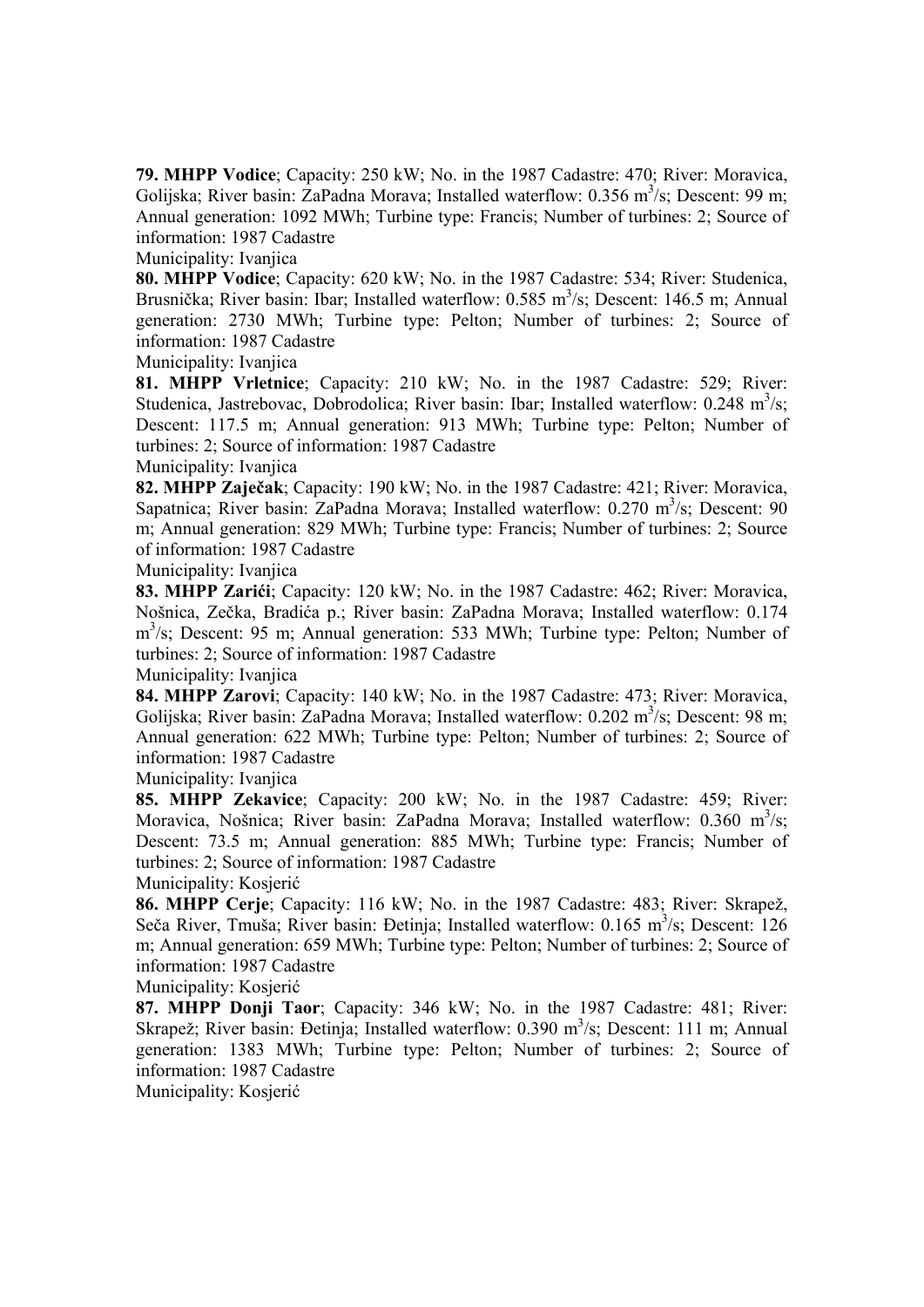**79. MHPP Vodice**; Capacity: 250 kW; No. in the 1987 Cadastre: 470; River: Moravica, Golijska; River basin: ZaPadna Morava; Installed waterflow: 0.356 $m^3/s$; Descent: 99 m; Annual generation: 1092 MWh; Turbine type: Francis; Number of turbines: 2; Source of information: 1987 Cadastre

Municipality: Ivanjica

**80. MHPP Vodice**; Capacity: 620 kW; No. in the 1987 Cadastre: 534; River: Studenica, Brusnička; River basin: Ibar; Installed waterflow: 0.585 $m^3/s$; Descent: 146.5 m; Annual generation: 2730 MWh; Turbine type: Pelton; Number of turbines: 2; Source of information: 1987 Cadastre

Municipality: Ivanjica

**81. MHPP Vrletnice**; Capacity: 210 kW; No. in the 1987 Cadastre: 529; River: Studenica, Jastrebovac, Dobrodolica; River basin: Ibar; Installed waterflow: 0.248 $m^3/s$; Descent: 117.5 m; Annual generation: 913 MWh; Turbine type: Pelton; Number of turbines: 2; Source of information: 1987 Cadastre

Municipality: Ivanjica

**82. MHPP Zaječak**; Capacity: 190 kW; No. in the 1987 Cadastre: 421; River: Moravica, Sapatnica; River basin: ZaPadna Morava; Installed waterflow: 0.270 $m^3/s$; Descent: 90 m; Annual generation: 829 MWh; Turbine type: Francis; Number of turbines: 2; Source of information: 1987 Cadastre

Municipality: Ivanjica

**83. MHPP Zarići**; Capacity: 120 kW; No. in the 1987 Cadastre: 462; River: Moravica, Nošnica, Zečka, Bradića p.; River basin: ZaPadna Morava; Installed waterflow: 0.174 $m^3/s$; Descent: 95 m; Annual generation: 533 MWh; Turbine type: Pelton; Number of turbines: 2; Source of information: 1987 Cadastre

Municipality: Ivanjica

**84. MHPP Zarovi**; Capacity: 140 kW; No. in the 1987 Cadastre: 473; River: Moravica, Golijska; River basin: ZaPadna Morava; Installed waterflow: 0.202 $m^3/s$; Descent: 98 m; Annual generation: 622 MWh; Turbine type: Pelton; Number of turbines: 2; Source of information: 1987 Cadastre

Municipality: Ivanjica

**85. MHPP Zekavice**; Capacity: 200 kW; No. in the 1987 Cadastre: 459; River: Moravica, Nošnica; River basin: ZaPadna Morava; Installed waterflow: 0.360 $m^3/s$; Descent: 73.5 m; Annual generation: 885 MWh; Turbine type: Francis; Number of turbines: 2; Source of information: 1987 Cadastre

Municipality: Kosjerić

**86. MHPP Cerje**; Capacity: 116 kW; No. in the 1987 Cadastre: 483; River: Skrapež, Seča River, Tmuša; River basin: Đetinja; Installed waterflow: 0.165 $m^3/s$; Descent: 126 m; Annual generation: 659 MWh; Turbine type: Pelton; Number of turbines: 2; Source of information: 1987 Cadastre

Municipality: Kosjerić

**87. MHPP Donji Taor**; Capacity: 346 kW; No. in the 1987 Cadastre: 481; River: Skrapež; River basin: Đetinja; Installed waterflow: 0.390 $m^3/s$; Descent: 111 m; Annual generation: 1383 MWh; Turbine type: Pelton; Number of turbines: 2; Source of information: 1987 Cadastre

Municipality: Kosjerić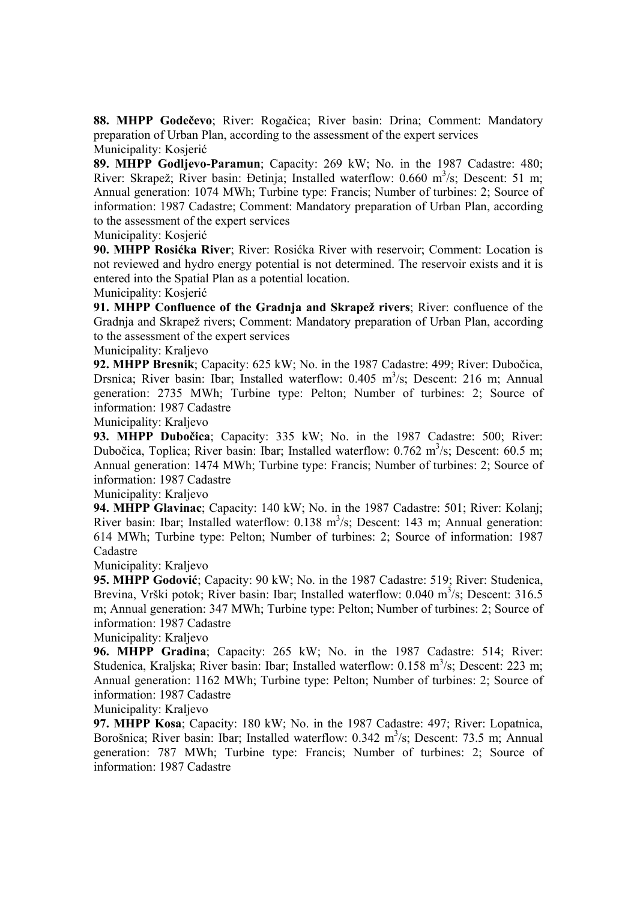**88. MHPP Godečevo**; River: Rogačica; River basin: Drina; Comment: Mandatory preparation of Urban Plan, according to the assessment of the expert services
Municipality: Kosjerić

**89. MHPP Godljevo-Paramun**; Capacity: 269 kW; No. in the 1987 Cadastre: 480; River: Skrapež; River basin: Đetinja; Installed waterflow: 0.660 $m^3/s$; Descent: 51 m; Annual generation: 1074 MWh; Turbine type: Francis; Number of turbines: 2; Source of information: 1987 Cadastre; Comment: Mandatory preparation of Urban Plan, according to the assessment of the expert services
Municipality: Kosjerić

**90. MHPP Rosićka River**; River: Rosićka River with reservoir; Comment: Location is not reviewed and hydro energy potential is not determined. The reservoir exists and it is entered into the Spatial Plan as a potential location.
Municipality: Kosjerić

**91. MHPP Confluence of the Gradnja and Skrapež rivers**; River: confluence of the Gradnja and Skrapež rivers; Comment: Mandatory preparation of Urban Plan, according to the assessment of the expert services
Municipality: Kraljevo

**92. MHPP Bresnik**; Capacity: 625 kW; No. in the 1987 Cadastre: 499; River: Dubočica, Drsnica; River basin: Ibar; Installed waterflow: 0.405 $m^3/s$; Descent: 216 m; Annual generation: 2735 MWh; Turbine type: Pelton; Number of turbines: 2; Source of information: 1987 Cadastre
Municipality: Kraljevo

**93. MHPP Dubočica**; Capacity: 335 kW; No. in the 1987 Cadastre: 500; River: Dubočica, Toplica; River basin: Ibar; Installed waterflow: 0.762 $m^3/s$; Descent: 60.5 m; Annual generation: 1474 MWh; Turbine type: Francis; Number of turbines: 2; Source of information: 1987 Cadastre
Municipality: Kraljevo

**94. MHPP Glavinac**; Capacity: 140 kW; No. in the 1987 Cadastre: 501; River: Kolanj; River basin: Ibar; Installed waterflow: 0.138 $m^3/s$; Descent: 143 m; Annual generation: 614 MWh; Turbine type: Pelton; Number of turbines: 2; Source of information: 1987 Cadastre
Municipality: Kraljevo

**95. MHPP Godović**; Capacity: 90 kW; No. in the 1987 Cadastre: 519; River: Studenica, Brevina, Vrški potok; River basin: Ibar; Installed waterflow: 0.040 $m^3/s$; Descent: 316.5 m; Annual generation: 347 MWh; Turbine type: Pelton; Number of turbines: 2; Source of information: 1987 Cadastre
Municipality: Kraljevo

**96. MHPP Gradina**; Capacity: 265 kW; No. in the 1987 Cadastre: 514; River: Studenica, Kraljska; River basin: Ibar; Installed waterflow: 0.158 $m^3/s$; Descent: 223 m; Annual generation: 1162 MWh; Turbine type: Pelton; Number of turbines: 2; Source of information: 1987 Cadastre
Municipality: Kraljevo

**97. MHPP Kosa**; Capacity: 180 kW; No. in the 1987 Cadastre: 497; River: Lopatnica, Borošnica; River basin: Ibar; Installed waterflow: 0.342 $m^3/s$; Descent: 73.5 m; Annual generation: 787 MWh; Turbine type: Francis; Number of turbines: 2; Source of information: 1987 Cadastre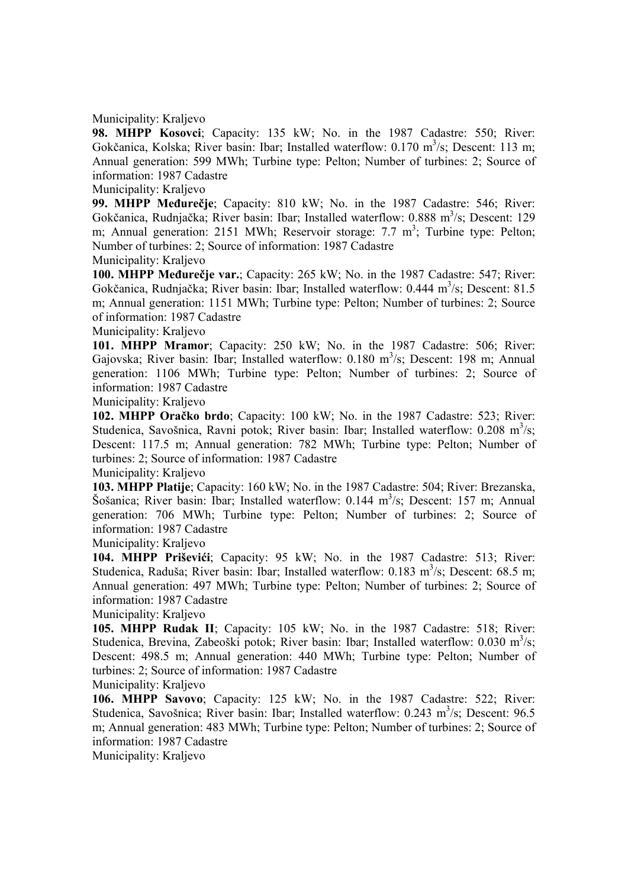Municipality: Kraljevo

**98. MHPP Kosovci**; Capacity: 135 kW; No. in the 1987 Cadastre: 550; River: Gokčanica, Kolska; River basin: Ibar; Installed waterflow: 0.170 $m^3/s$; Descent: 113 m; Annual generation: 599 MWh; Turbine type: Pelton; Number of turbines: 2; Source of information: 1987 Cadastre

Municipality: Kraljevo

**99. MHPP Međurečje**; Capacity: 810 kW; No. in the 1987 Cadastre: 546; River: Gokčanica, Rudnjačka; River basin: Ibar; Installed waterflow: 0.888 $m^3/s$; Descent: 129 m; Annual generation: 2151 MWh; Reservoir storage: 7.7 $m^3$; Turbine type: Pelton; Number of turbines: 2; Source of information: 1987 Cadastre

Municipality: Kraljevo

**100. MHPP Međurečje var.**; Capacity: 265 kW; No. in the 1987 Cadastre: 547; River: Gokčanica, Rudnjačka; River basin: Ibar; Installed waterflow: 0.444 $m^3/s$; Descent: 81.5 m; Annual generation: 1151 MWh; Turbine type: Pelton; Number of turbines: 2; Source of information: 1987 Cadastre

Municipality: Kraljevo

**101. MHPP Mramor**; Capacity: 250 kW; No. in the 1987 Cadastre: 506; River: Gajovska; River basin: Ibar; Installed waterflow: 0.180 $m^3/s$; Descent: 198 m; Annual generation: 1106 MWh; Turbine type: Pelton; Number of turbines: 2; Source of information: 1987 Cadastre

Municipality: Kraljevo

**102. MHPP Oračko brdo**; Capacity: 100 kW; No. in the 1987 Cadastre: 523; River: Studenica, Savošnica, Ravni potok; River basin: Ibar; Installed waterflow: 0.208 $m^3/s$; Descent: 117.5 m; Annual generation: 782 MWh; Turbine type: Pelton; Number of turbines: 2; Source of information: 1987 Cadastre

Municipality: Kraljevo

**103. MHPP Platije**; Capacity: 160 kW; No. in the 1987 Cadastre: 504; River: Brezanska, Šošanica; River basin: Ibar; Installed waterflow: 0.144 $m^3/s$; Descent: 157 m; Annual generation: 706 MWh; Turbine type: Pelton; Number of turbines: 2; Source of information: 1987 Cadastre

Municipality: Kraljevo

**104. MHPP Priševići**; Capacity: 95 kW; No. in the 1987 Cadastre: 513; River: Studenica, Raduša; River basin: Ibar; Installed waterflow: 0.183 $m^3/s$; Descent: 68.5 m; Annual generation: 497 MWh; Turbine type: Pelton; Number of turbines: 2; Source of information: 1987 Cadastre

Municipality: Kraljevo

**105. MHPP Rudak II**; Capacity: 105 kW; No. in the 1987 Cadastre: 518; River: Studenica, Brevina, Zabeoški potok; River basin: Ibar; Installed waterflow: 0.030 $m^3/s$; Descent: 498.5 m; Annual generation: 440 MWh; Turbine type: Pelton; Number of turbines: 2; Source of information: 1987 Cadastre

Municipality: Kraljevo

**106. MHPP Savovo**; Capacity: 125 kW; No. in the 1987 Cadastre: 522; River: Studenica, Savošnica; River basin: Ibar; Installed waterflow: 0.243 $m^3/s$; Descent: 96.5 m; Annual generation: 483 MWh; Turbine type: Pelton; Number of turbines: 2; Source of information: 1987 Cadastre

Municipality: Kraljevo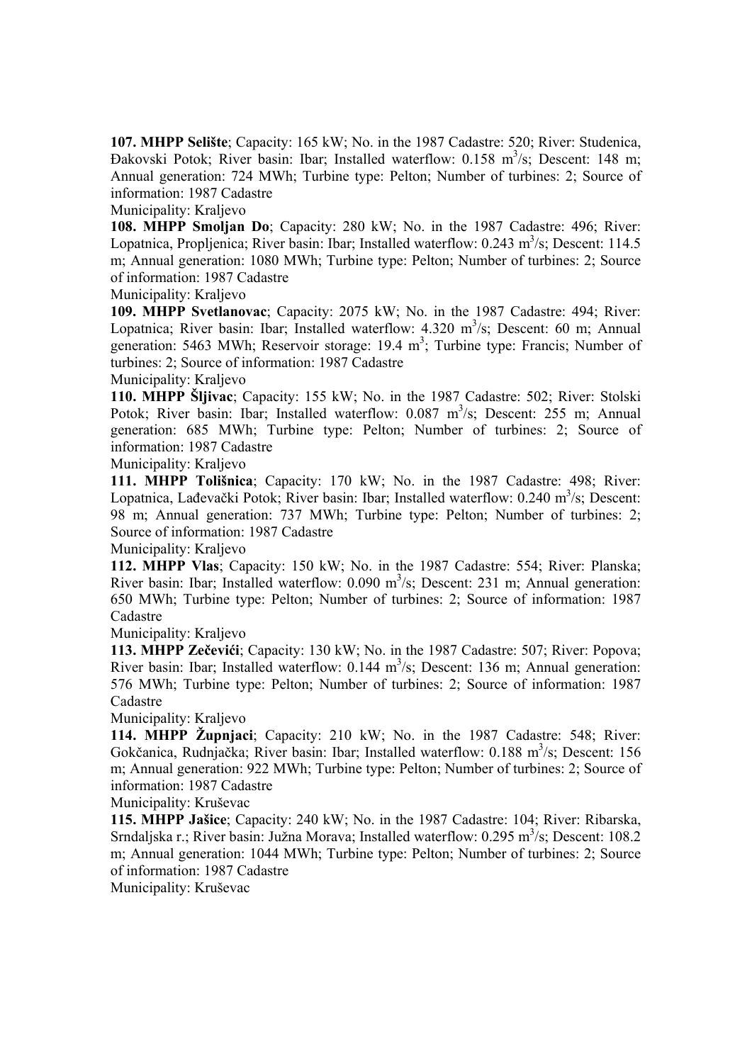**107. MHPP Selište**; Capacity: 165 kW; No. in the 1987 Cadastre: 520; River: Studenica, Đakovski Potok; River basin: Ibar; Installed waterflow: 0.158 $m^3/s$; Descent: 148 m; Annual generation: 724 MWh; Turbine type: Pelton; Number of turbines: 2; Source of information: 1987 Cadastre

Municipality: Kraljevo

**108. MHPP Smoljan Do**; Capacity: 280 kW; No. in the 1987 Cadastre: 496; River: Lopatnica, Propljenica; River basin: Ibar; Installed waterflow: 0.243 $m^3/s$; Descent: 114.5 m; Annual generation: 1080 MWh; Turbine type: Pelton; Number of turbines: 2; Source of information: 1987 Cadastre

Municipality: Kraljevo

**109. MHPP Svetlanovac**; Capacity: 2075 kW; No. in the 1987 Cadastre: 494; River: Lopatnica; River basin: Ibar; Installed waterflow: 4.320 $m^3/s$; Descent: 60 m; Annual generation: 5463 MWh; Reservoir storage: 19.4 $m^3$; Turbine type: Francis; Number of turbines: 2; Source of information: 1987 Cadastre

Municipality: Kraljevo

**110. MHPP Šljivac**; Capacity: 155 kW; No. in the 1987 Cadastre: 502; River: Stolski Potok; River basin: Ibar; Installed waterflow: 0.087 $m^3/s$; Descent: 255 m; Annual generation: 685 MWh; Turbine type: Pelton; Number of turbines: 2; Source of information: 1987 Cadastre

Municipality: Kraljevo

**111. MHPP Tolišnica**; Capacity: 170 kW; No. in the 1987 Cadastre: 498; River: Lopatnica, Lađevački Potok; River basin: Ibar; Installed waterflow: 0.240 $m^3/s$; Descent: 98 m; Annual generation: 737 MWh; Turbine type: Pelton; Number of turbines: 2; Source of information: 1987 Cadastre

Municipality: Kraljevo

**112. MHPP Vlas**; Capacity: 150 kW; No. in the 1987 Cadastre: 554; River: Planska; River basin: Ibar; Installed waterflow: 0.090 $m^3/s$; Descent: 231 m; Annual generation: 650 MWh; Turbine type: Pelton; Number of turbines: 2; Source of information: 1987 Cadastre

Municipality: Kraljevo

**113. MHPP Zečevići**; Capacity: 130 kW; No. in the 1987 Cadastre: 507; River: Popova; River basin: Ibar; Installed waterflow: 0.144 $m^3/s$; Descent: 136 m; Annual generation: 576 MWh; Turbine type: Pelton; Number of turbines: 2; Source of information: 1987 Cadastre

Municipality: Kraljevo

**114. MHPP Župnjaci**; Capacity: 210 kW; No. in the 1987 Cadastre: 548; River: Gokčanica, Rudnjačka; River basin: Ibar; Installed waterflow: 0.188 $m^3/s$; Descent: 156 m; Annual generation: 922 MWh; Turbine type: Pelton; Number of turbines: 2; Source of information: 1987 Cadastre

Municipality: Kruševac

**115. MHPP Jašice**; Capacity: 240 kW; No. in the 1987 Cadastre: 104; River: Ribarska, Srndaljska r.; River basin: Južna Morava; Installed waterflow: 0.295 $m^3/s$; Descent: 108.2 m; Annual generation: 1044 MWh; Turbine type: Pelton; Number of turbines: 2; Source of information: 1987 Cadastre

Municipality: Kruševac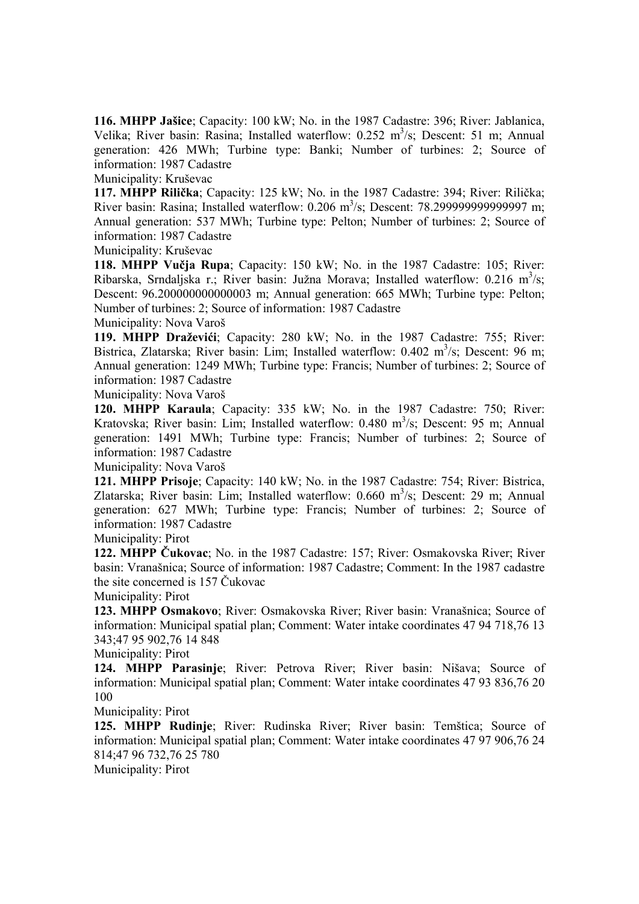**116. MHPP Jašice**; Capacity: 100 kW; No. in the 1987 Cadastre: 396; River: Jablanica, Velika; River basin: Rasina; Installed waterflow: 0.252 $m^3/s$; Descent: 51 m; Annual generation: 426 MWh; Turbine type: Banki; Number of turbines: 2; Source of information: 1987 Cadastre

Municipality: Kruševac

**117. MHPP Rilička**; Capacity: 125 kW; No. in the 1987 Cadastre: 394; River: Rilička; River basin: Rasina; Installed waterflow: 0.206 $m^3/s$; Descent: 78.299999999999997 m; Annual generation: 537 MWh; Turbine type: Pelton; Number of turbines: 2; Source of information: 1987 Cadastre

Municipality: Kruševac

**118. MHPP Vučja Rupa**; Capacity: 150 kW; No. in the 1987 Cadastre: 105; River: Ribarska, Srndaljska r.; River basin: Južna Morava; Installed waterflow: 0.216 $m^3/s$; Descent: 96.200000000000003 m; Annual generation: 665 MWh; Turbine type: Pelton; Number of turbines: 2; Source of information: 1987 Cadastre

Municipality: Nova Varoš

**119. MHPP Draževići**; Capacity: 280 kW; No. in the 1987 Cadastre: 755; River: Bistrica, Zlatarska; River basin: Lim; Installed waterflow: 0.402 $m^3/s$; Descent: 96 m; Annual generation: 1249 MWh; Turbine type: Francis; Number of turbines: 2; Source of information: 1987 Cadastre

Municipality: Nova Varoš

**120. MHPP Karaula**; Capacity: 335 kW; No. in the 1987 Cadastre: 750; River: Kratovska; River basin: Lim; Installed waterflow: 0.480 $m^3/s$; Descent: 95 m; Annual generation: 1491 MWh; Turbine type: Francis; Number of turbines: 2; Source of information: 1987 Cadastre

Municipality: Nova Varoš

**121. MHPP Prisoje**; Capacity: 140 kW; No. in the 1987 Cadastre: 754; River: Bistrica, Zlatarska; River basin: Lim; Installed waterflow: 0.660 $m^3/s$; Descent: 29 m; Annual generation: 627 MWh; Turbine type: Francis; Number of turbines: 2; Source of information: 1987 Cadastre

Municipality: Pirot

**122. MHPP Čukovac**; No. in the 1987 Cadastre: 157; River: Osmakovska River; River basin: Vranašnica; Source of information: 1987 Cadastre; Comment: In the 1987 cadastre the site concerned is 157 Čukovac

Municipality: Pirot

**123. MHPP Osmakovo**; River: Osmakovska River; River basin: Vranašnica; Source of information: Municipal spatial plan; Comment: Water intake coordinates 47 94 718,76 13 343;47 95 902,76 14 848

Municipality: Pirot

**124. MHPP Parasinje**; River: Petrova River; River basin: Nišava; Source of information: Municipal spatial plan; Comment: Water intake coordinates 47 93 836,76 20 100

Municipality: Pirot

**125. MHPP Rudinje**; River: Rudinska River; River basin: Temštica; Source of information: Municipal spatial plan; Comment: Water intake coordinates 47 97 906,76 24 814;47 96 732,76 25 780

Municipality: Pirot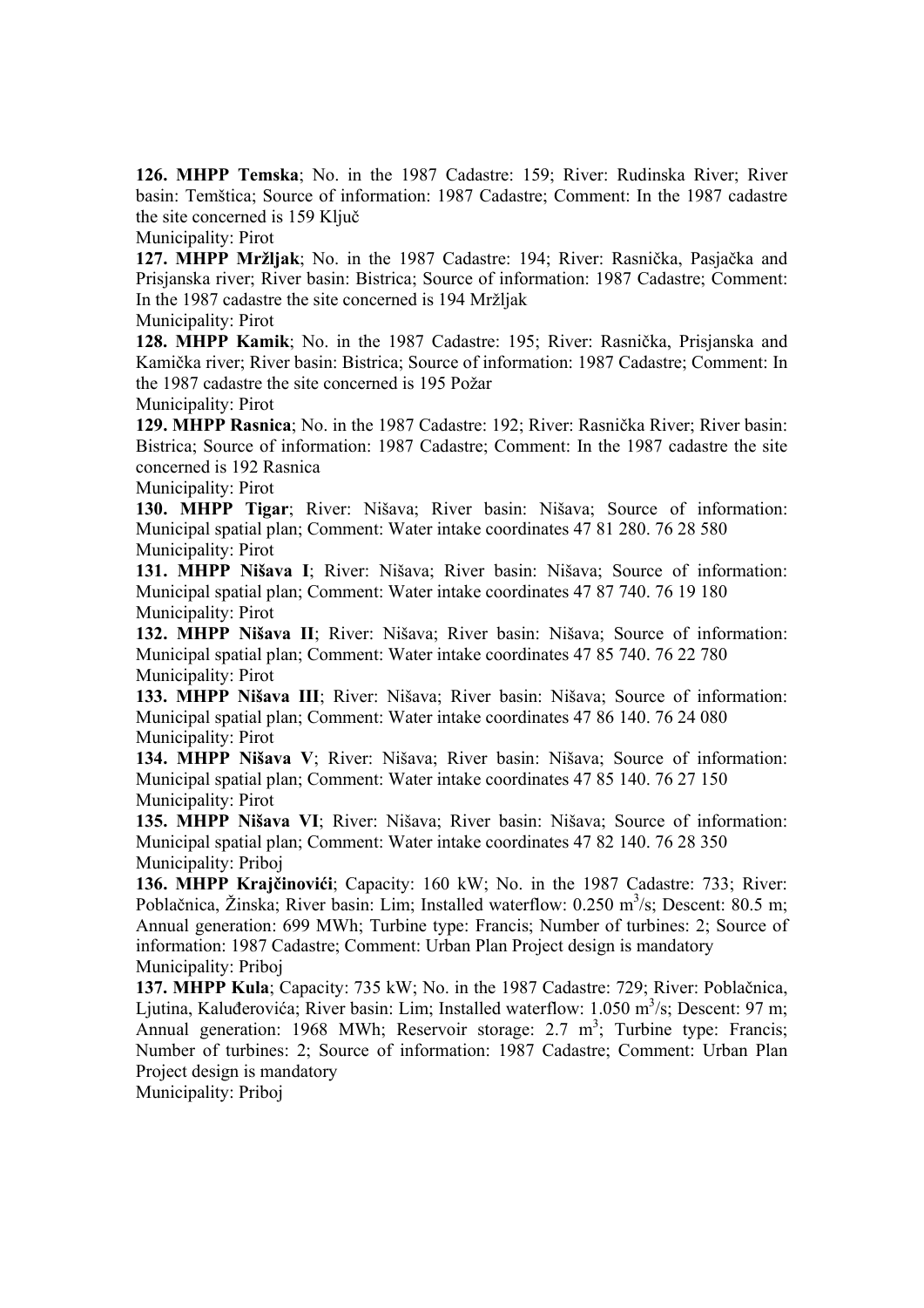**126. MHPP Temska**; No. in the 1987 Cadastre: 159; River: Rudinska River; River basin: Temštica; Source of information: 1987 Cadastre; Comment: In the 1987 cadastre the site concerned is 159 Ključ

Municipality: Pirot

**127. MHPP Mržljak**; No. in the 1987 Cadastre: 194; River: Rasnička, Pasjačka and Prisjanska river; River basin: Bistrica; Source of information: 1987 Cadastre; Comment: In the 1987 cadastre the site concerned is 194 Mržljak

Municipality: Pirot

**128. MHPP Kamik**; No. in the 1987 Cadastre: 195; River: Rasnička, Prisjanska and Kamička river; River basin: Bistrica; Source of information: 1987 Cadastre; Comment: In the 1987 cadastre the site concerned is 195 Požar

Municipality: Pirot

**129. MHPP Rasnica**; No. in the 1987 Cadastre: 192; River: Rasnička River; River basin: Bistrica; Source of information: 1987 Cadastre; Comment: In the 1987 cadastre the site concerned is 192 Rasnica

Municipality: Pirot

**130. MHPP Tigar**; River: Nišava; River basin: Nišava; Source of information: Municipal spatial plan; Comment: Water intake coordinates 47 81 280. 76 28 580

Municipality: Pirot

**131. MHPP Nišava I**; River: Nišava; River basin: Nišava; Source of information: Municipal spatial plan; Comment: Water intake coordinates 47 87 740. 76 19 180

Municipality: Pirot

**132. MHPP Nišava II**; River: Nišava; River basin: Nišava; Source of information: Municipal spatial plan; Comment: Water intake coordinates 47 85 740. 76 22 780

Municipality: Pirot

**133. MHPP Nišava III**; River: Nišava; River basin: Nišava; Source of information: Municipal spatial plan; Comment: Water intake coordinates 47 86 140. 76 24 080

Municipality: Pirot

**134. MHPP Nišava V**; River: Nišava; River basin: Nišava; Source of information: Municipal spatial plan; Comment: Water intake coordinates 47 85 140. 76 27 150

Municipality: Pirot

**135. MHPP Nišava VI**; River: Nišava; River basin: Nišava; Source of information: Municipal spatial plan; Comment: Water intake coordinates 47 82 140. 76 28 350

Municipality: Priboj

**136. MHPP Krajčinovići**; Capacity: 160 kW; No. in the 1987 Cadastre: 733; River: Poblačnica, Žinska; River basin: Lim; Installed waterflow: 0.250 $m^3/s$; Descent: 80.5 m; Annual generation: 699 MWh; Turbine type: Francis; Number of turbines: 2; Source of information: 1987 Cadastre; Comment: Urban Plan Project design is mandatory

Municipality: Priboj

**137. MHPP Kula**; Capacity: 735 kW; No. in the 1987 Cadastre: 729; River: Poblačnica, Ljutina, Kaluđerovića; River basin: Lim; Installed waterflow: 1.050 $m^3/s$; Descent: 97 m; Annual generation: 1968 MWh; Reservoir storage: 2.7 $m^3$; Turbine type: Francis; Number of turbines: 2; Source of information: 1987 Cadastre; Comment: Urban Plan Project design is mandatory

Municipality: Priboj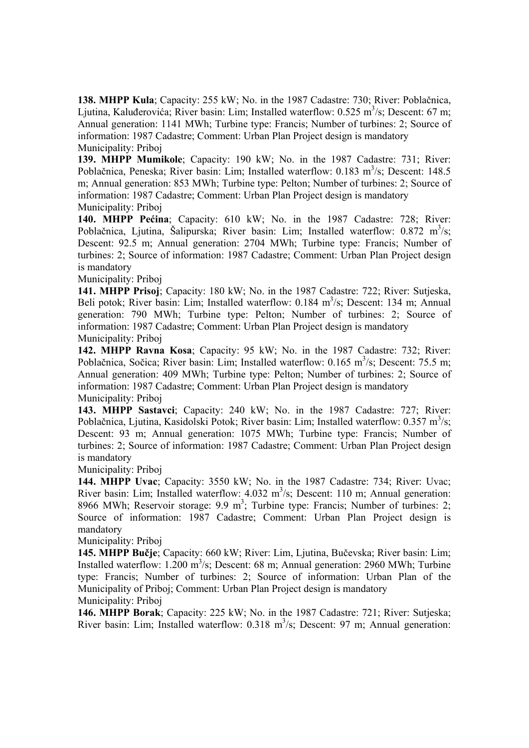**138. MHPP Kula**; Capacity: 255 kW; No. in the 1987 Cadastre: 730; River: Poblačnica, Ljutina, Kaluđerovića; River basin: Lim; Installed waterflow: 0.525 $m^3/s$; Descent: 67 m; Annual generation: 1141 MWh; Turbine type: Francis; Number of turbines: 2; Source of information: 1987 Cadastre; Comment: Urban Plan Project design is mandatory
Municipality: Priboj

**139. MHPP Mumikole**; Capacity: 190 kW; No. in the 1987 Cadastre: 731; River: Poblačnica, Peneska; River basin: Lim; Installed waterflow: 0.183 $m^3/s$; Descent: 148.5 m; Annual generation: 853 MWh; Turbine type: Pelton; Number of turbines: 2; Source of information: 1987 Cadastre; Comment: Urban Plan Project design is mandatory
Municipality: Priboj

**140. MHPP Pećina**; Capacity: 610 kW; No. in the 1987 Cadastre: 728; River: Poblačnica, Ljutina, Šalipurska; River basin: Lim; Installed waterflow: 0.872 $m^3/s$; Descent: 92.5 m; Annual generation: 2704 MWh; Turbine type: Francis; Number of turbines: 2; Source of information: 1987 Cadastre; Comment: Urban Plan Project design is mandatory
Municipality: Priboj

**141. MHPP Prisoj**; Capacity: 180 kW; No. in the 1987 Cadastre: 722; River: Sutjeska, Beli potok; River basin: Lim; Installed waterflow: 0.184 $m^3/s$; Descent: 134 m; Annual generation: 790 MWh; Turbine type: Pelton; Number of turbines: 2; Source of information: 1987 Cadastre; Comment: Urban Plan Project design is mandatory
Municipality: Priboj

**142. MHPP Ravna Kosa**; Capacity: 95 kW; No. in the 1987 Cadastre: 732; River: Poblačnica, Sočica; River basin: Lim; Installed waterflow: 0.165 $m^3/s$; Descent: 75.5 m; Annual generation: 409 MWh; Turbine type: Pelton; Number of turbines: 2; Source of information: 1987 Cadastre; Comment: Urban Plan Project design is mandatory
Municipality: Priboj

**143. MHPP Sastavci**; Capacity: 240 kW; No. in the 1987 Cadastre: 727; River: Poblačnica, Ljutina, Kasidolski Potok; River basin: Lim; Installed waterflow: 0.357 $m^3/s$; Descent: 93 m; Annual generation: 1075 MWh; Turbine type: Francis; Number of turbines: 2; Source of information: 1987 Cadastre; Comment: Urban Plan Project design is mandatory
Municipality: Priboj

**144. MHPP Uvac**; Capacity: 3550 kW; No. in the 1987 Cadastre: 734; River: Uvac; River basin: Lim; Installed waterflow: 4.032 $m^3/s$; Descent: 110 m; Annual generation: 8966 MWh; Reservoir storage: 9.9 $m^3$; Turbine type: Francis; Number of turbines: 2; Source of information: 1987 Cadastre; Comment: Urban Plan Project design is mandatory
Municipality: Priboj

**145. MHPP Bučje**; Capacity: 660 kW; River: Lim, Ljutina, Bučevska; River basin: Lim; Installed waterflow: 1.200 $m^3/s$; Descent: 68 m; Annual generation: 2960 MWh; Turbine type: Francis; Number of turbines: 2; Source of information: Urban Plan of the Municipality of Priboj; Comment: Urban Plan Project design is mandatory
Municipality: Priboj

**146. MHPP Borak**; Capacity: 225 kW; No. in the 1987 Cadastre: 721; River: Sutjeska; River basin: Lim; Installed waterflow: 0.318 $m^3/s$; Descent: 97 m; Annual generation: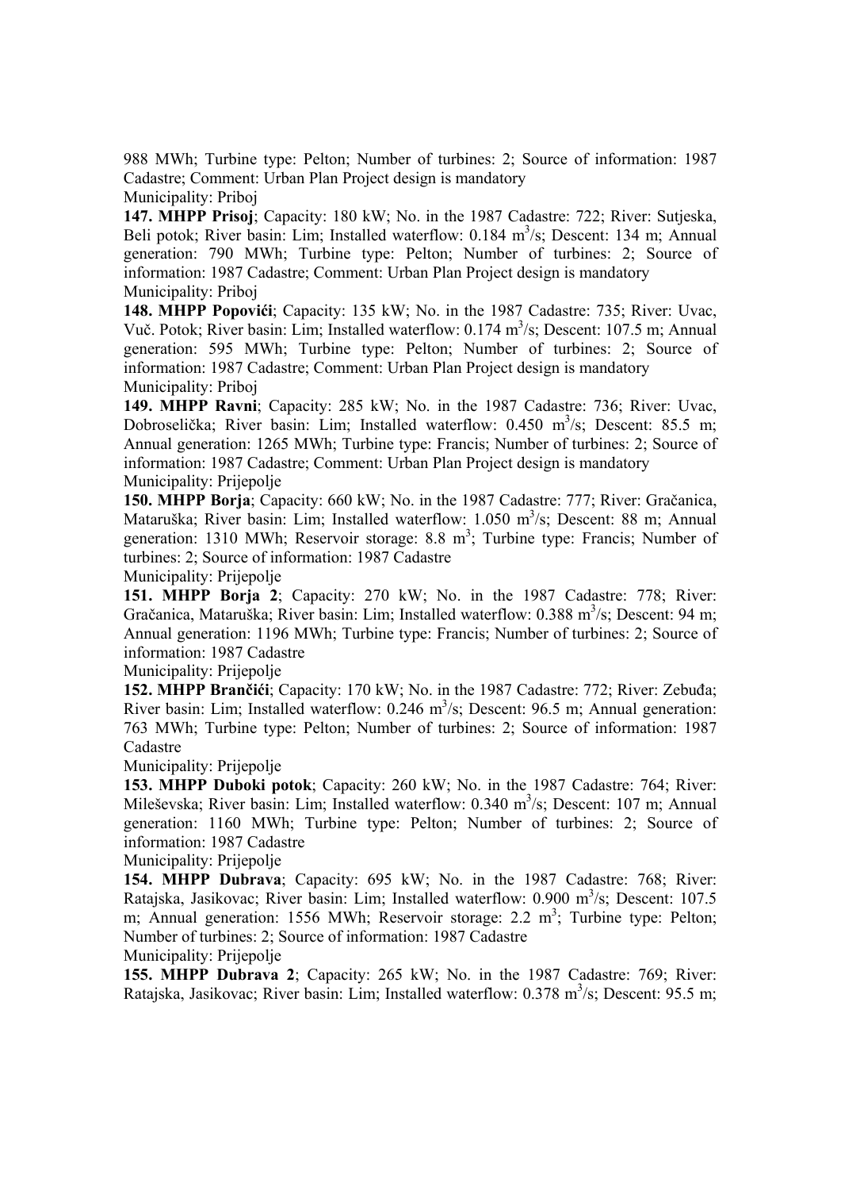988 MWh; Turbine type: Pelton; Number of turbines: 2; Source of information: 1987 Cadastre; Comment: Urban Plan Project design is mandatory
Municipality: Priboj

**147. MHPP Prisoj**; Capacity: 180 kW; No. in the 1987 Cadastre: 722; River: Sutjeska, Beli potok; River basin: Lim; Installed waterflow: 0.184 $m^3/s$; Descent: 134 m; Annual generation: 790 MWh; Turbine type: Pelton; Number of turbines: 2; Source of information: 1987 Cadastre; Comment: Urban Plan Project design is mandatory
Municipality: Priboj

**148. MHPP Popovići**; Capacity: 135 kW; No. in the 1987 Cadastre: 735; River: Uvac, Vuč. Potok; River basin: Lim; Installed waterflow: 0.174 $m^3/s$; Descent: 107.5 m; Annual generation: 595 MWh; Turbine type: Pelton; Number of turbines: 2; Source of information: 1987 Cadastre; Comment: Urban Plan Project design is mandatory
Municipality: Priboj

**149. MHPP Ravni**; Capacity: 285 kW; No. in the 1987 Cadastre: 736; River: Uvac, Dobroselička; River basin: Lim; Installed waterflow: 0.450 $m^3/s$; Descent: 85.5 m; Annual generation: 1265 MWh; Turbine type: Francis; Number of turbines: 2; Source of information: 1987 Cadastre; Comment: Urban Plan Project design is mandatory
Municipality: Prijepolje

**150. MHPP Borja**; Capacity: 660 kW; No. in the 1987 Cadastre: 777; River: Gračanica, Mataruška; River basin: Lim; Installed waterflow: 1.050 $m^3/s$; Descent: 88 m; Annual generation: 1310 MWh; Reservoir storage: 8.8 $m^3$; Turbine type: Francis; Number of turbines: 2; Source of information: 1987 Cadastre
Municipality: Prijepolje

**151. MHPP Borja 2**; Capacity: 270 kW; No. in the 1987 Cadastre: 778; River: Gračanica, Mataruška; River basin: Lim; Installed waterflow: 0.388 $m^3/s$; Descent: 94 m; Annual generation: 1196 MWh; Turbine type: Francis; Number of turbines: 2; Source of information: 1987 Cadastre
Municipality: Prijepolje

**152. MHPP Brančići**; Capacity: 170 kW; No. in the 1987 Cadastre: 772; River: Zebuđa; River basin: Lim; Installed waterflow: 0.246 $m^3/s$; Descent: 96.5 m; Annual generation: 763 MWh; Turbine type: Pelton; Number of turbines: 2; Source of information: 1987 Cadastre
Municipality: Prijepolje

**153. MHPP Duboki potok**; Capacity: 260 kW; No. in the 1987 Cadastre: 764; River: Mileševska; River basin: Lim; Installed waterflow: 0.340 $m^3/s$; Descent: 107 m; Annual generation: 1160 MWh; Turbine type: Pelton; Number of turbines: 2; Source of information: 1987 Cadastre
Municipality: Prijepolje

**154. MHPP Dubrava**; Capacity: 695 kW; No. in the 1987 Cadastre: 768; River: Ratajska, Jasikovac; River basin: Lim; Installed waterflow: 0.900 $m^3/s$; Descent: 107.5 m; Annual generation: 1556 MWh; Reservoir storage: 2.2 $m^3$; Turbine type: Pelton; Number of turbines: 2; Source of information: 1987 Cadastre
Municipality: Prijepolje

**155. MHPP Dubrava 2**; Capacity: 265 kW; No. in the 1987 Cadastre: 769; River: Ratajska, Jasikovac; River basin: Lim; Installed waterflow: 0.378 $m^3/s$; Descent: 95.5 m;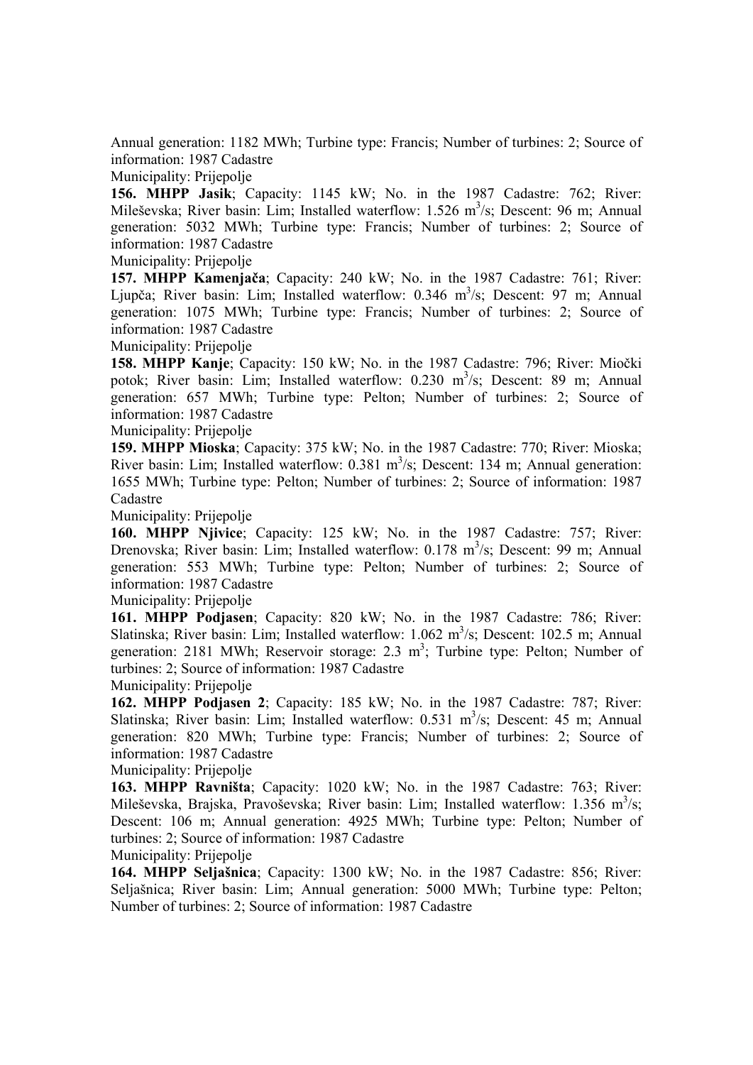Annual generation: 1182 MWh; Turbine type: Francis; Number of turbines: 2; Source of information: 1987 Cadastre

Municipality: Prijepolje

**156. MHPP Jasik**; Capacity: 1145 kW; No. in the 1987 Cadastre: 762; River: Mileševska; River basin: Lim; Installed waterflow: 1.526 $m^3/s$; Descent: 96 m; Annual generation: 5032 MWh; Turbine type: Francis; Number of turbines: 2; Source of information: 1987 Cadastre

Municipality: Prijepolje

**157. MHPP Kamenjača**; Capacity: 240 kW; No. in the 1987 Cadastre: 761; River: Ljupča; River basin: Lim; Installed waterflow: 0.346 $m^3/s$; Descent: 97 m; Annual generation: 1075 MWh; Turbine type: Francis; Number of turbines: 2; Source of information: 1987 Cadastre

Municipality: Prijepolje

**158. MHPP Kanje**; Capacity: 150 kW; No. in the 1987 Cadastre: 796; River: Miočki potok; River basin: Lim; Installed waterflow: 0.230 $m^3/s$; Descent: 89 m; Annual generation: 657 MWh; Turbine type: Pelton; Number of turbines: 2; Source of information: 1987 Cadastre

Municipality: Prijepolje

**159. MHPP Mioska**; Capacity: 375 kW; No. in the 1987 Cadastre: 770; River: Mioska; River basin: Lim; Installed waterflow: 0.381 $m^3/s$; Descent: 134 m; Annual generation: 1655 MWh; Turbine type: Pelton; Number of turbines: 2; Source of information: 1987 Cadastre

Municipality: Prijepolje

**160. MHPP Njivice**; Capacity: 125 kW; No. in the 1987 Cadastre: 757; River: Drenovska; River basin: Lim; Installed waterflow: 0.178 $m^3/s$; Descent: 99 m; Annual generation: 553 MWh; Turbine type: Pelton; Number of turbines: 2; Source of information: 1987 Cadastre

Municipality: Prijepolje

**161. MHPP Podjasen**; Capacity: 820 kW; No. in the 1987 Cadastre: 786; River: Slatinska; River basin: Lim; Installed waterflow: 1.062 $m^3/s$; Descent: 102.5 m; Annual generation: 2181 MWh; Reservoir storage: 2.3 $m^3$; Turbine type: Pelton; Number of turbines: 2; Source of information: 1987 Cadastre

Municipality: Prijepolje

**162. MHPP Podjasen 2**; Capacity: 185 kW; No. in the 1987 Cadastre: 787; River: Slatinska; River basin: Lim; Installed waterflow: 0.531 $m^3/s$; Descent: 45 m; Annual generation: 820 MWh; Turbine type: Francis; Number of turbines: 2; Source of information: 1987 Cadastre

Municipality: Prijepolje

**163. MHPP Ravništa**; Capacity: 1020 kW; No. in the 1987 Cadastre: 763; River: Mileševska, Brajska, Pravoševska; River basin: Lim; Installed waterflow: 1.356 $m^3/s$; Descent: 106 m; Annual generation: 4925 MWh; Turbine type: Pelton; Number of turbines: 2; Source of information: 1987 Cadastre

Municipality: Prijepolje

**164. MHPP Seljašnica**; Capacity: 1300 kW; No. in the 1987 Cadastre: 856; River: Seljašnica; River basin: Lim; Annual generation: 5000 MWh; Turbine type: Pelton; Number of turbines: 2; Source of information: 1987 Cadastre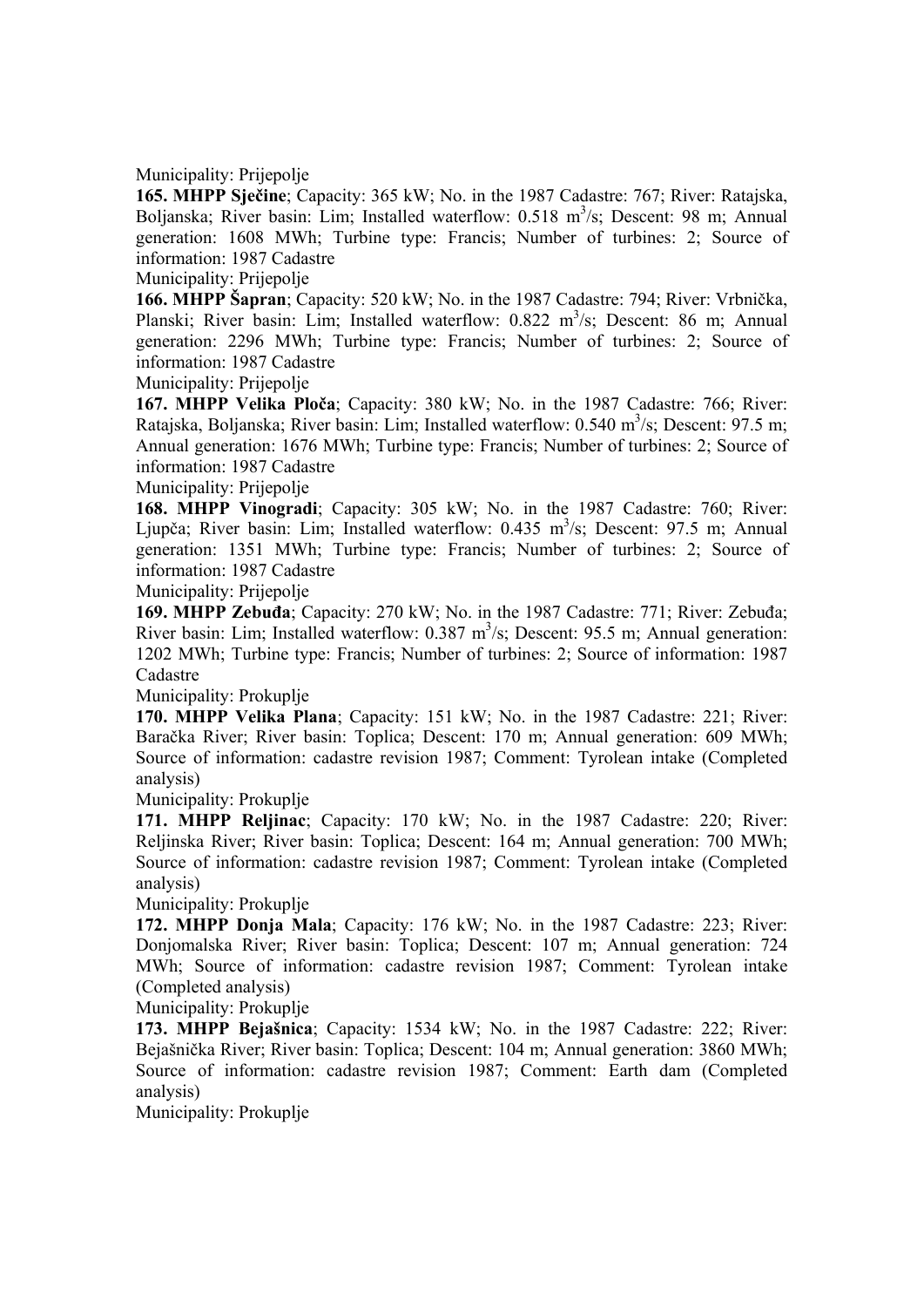Municipality: Prijepolje

**165. MHPP Sječine**; Capacity: 365 kW; No. in the 1987 Cadastre: 767; River: Ratajska, Boljanska; River basin: Lim; Installed waterflow: 0.518 $m^3/s$; Descent: 98 m; Annual generation: 1608 MWh; Turbine type: Francis; Number of turbines: 2; Source of information: 1987 Cadastre

Municipality: Prijepolje

**166. MHPP Šapran**; Capacity: 520 kW; No. in the 1987 Cadastre: 794; River: Vrbnička, Planski; River basin: Lim; Installed waterflow: 0.822 $m^3/s$; Descent: 86 m; Annual generation: 2296 MWh; Turbine type: Francis; Number of turbines: 2; Source of information: 1987 Cadastre

Municipality: Prijepolje

**167. MHPP Velika Ploča**; Capacity: 380 kW; No. in the 1987 Cadastre: 766; River: Ratajska, Boljanska; River basin: Lim; Installed waterflow: 0.540 $m^3/s$; Descent: 97.5 m; Annual generation: 1676 MWh; Turbine type: Francis; Number of turbines: 2; Source of information: 1987 Cadastre

Municipality: Prijepolje

**168. MHPP Vinogradi**; Capacity: 305 kW; No. in the 1987 Cadastre: 760; River: Ljupča; River basin: Lim; Installed waterflow: 0.435 $m^3/s$; Descent: 97.5 m; Annual generation: 1351 MWh; Turbine type: Francis; Number of turbines: 2; Source of information: 1987 Cadastre

Municipality: Prijepolje

**169. MHPP Zebuđa**; Capacity: 270 kW; No. in the 1987 Cadastre: 771; River: Zebuđa; River basin: Lim; Installed waterflow: 0.387 $m^3/s$; Descent: 95.5 m; Annual generation: 1202 MWh; Turbine type: Francis; Number of turbines: 2; Source of information: 1987 Cadastre

Municipality: Prokuplje

**170. MHPP Velika Plana**; Capacity: 151 kW; No. in the 1987 Cadastre: 221; River: Baračka River; River basin: Toplica; Descent: 170 m; Annual generation: 609 MWh; Source of information: cadastre revision 1987; Comment: Tyrolean intake (Completed analysis)

Municipality: Prokuplje

**171. MHPP Reljinac**; Capacity: 170 kW; No. in the 1987 Cadastre: 220; River: Reljinska River; River basin: Toplica; Descent: 164 m; Annual generation: 700 MWh; Source of information: cadastre revision 1987; Comment: Tyrolean intake (Completed analysis)

Municipality: Prokuplje

**172. MHPP Donja Mala**; Capacity: 176 kW; No. in the 1987 Cadastre: 223; River: Donjomalska River; River basin: Toplica; Descent: 107 m; Annual generation: 724 MWh; Source of information: cadastre revision 1987; Comment: Tyrolean intake (Completed analysis)

Municipality: Prokuplje

**173. MHPP Bejašnica**; Capacity: 1534 kW; No. in the 1987 Cadastre: 222; River: Bejašnička River; River basin: Toplica; Descent: 104 m; Annual generation: 3860 MWh; Source of information: cadastre revision 1987; Comment: Earth dam (Completed analysis)

Municipality: Prokuplje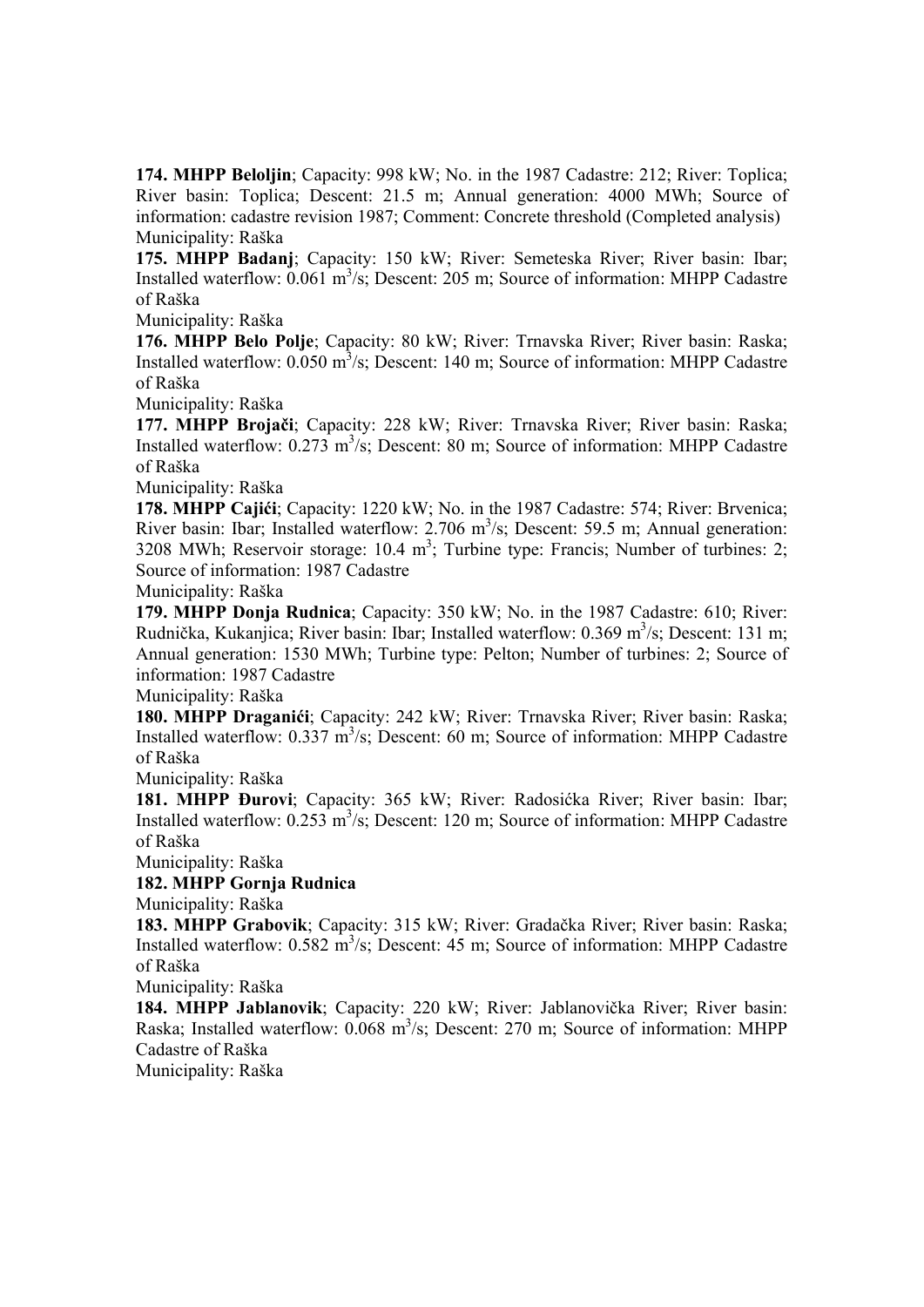**174. MHPP Beloljin**; Capacity: 998 kW; No. in the 1987 Cadastre: 212; River: Toplica; River basin: Toplica; Descent: 21.5 m; Annual generation: 4000 MWh; Source of information: cadastre revision 1987; Comment: Concrete threshold (Completed analysis)
Municipality: Raška

**175. MHPP Badanj**; Capacity: 150 kW; River: Semeteska River; River basin: Ibar; Installed waterflow: 0.061 $m^3/s$; Descent: 205 m; Source of information: MHPP Cadastre of Raška
Municipality: Raška

**176. MHPP Belo Polje**; Capacity: 80 kW; River: Trnavska River; River basin: Raska; Installed waterflow: 0.050 $m^3/s$; Descent: 140 m; Source of information: MHPP Cadastre of Raška
Municipality: Raška

**177. MHPP Brojači**; Capacity: 228 kW; River: Trnavska River; River basin: Raska; Installed waterflow: 0.273 $m^3/s$; Descent: 80 m; Source of information: MHPP Cadastre of Raška
Municipality: Raška

**178. MHPP Cajići**; Capacity: 1220 kW; No. in the 1987 Cadastre: 574; River: Brvenica; River basin: Ibar; Installed waterflow: 2.706 $m^3/s$; Descent: 59.5 m; Annual generation: 3208 MWh; Reservoir storage: 10.4 $m^3$; Turbine type: Francis; Number of turbines: 2; Source of information: 1987 Cadastre
Municipality: Raška

**179. MHPP Donja Rudnica**; Capacity: 350 kW; No. in the 1987 Cadastre: 610; River: Rudnička, Kukanjica; River basin: Ibar; Installed waterflow: 0.369 $m^3/s$; Descent: 131 m; Annual generation: 1530 MWh; Turbine type: Pelton; Number of turbines: 2; Source of information: 1987 Cadastre
Municipality: Raška

**180. MHPP Draganići**; Capacity: 242 kW; River: Trnavska River; River basin: Raska; Installed waterflow: 0.337 $m^3/s$; Descent: 60 m; Source of information: MHPP Cadastre of Raška
Municipality: Raška

**181. MHPP Đurovi**; Capacity: 365 kW; River: Radosićka River; River basin: Ibar; Installed waterflow: 0.253 $m^3/s$; Descent: 120 m; Source of information: MHPP Cadastre of Raška
Municipality: Raška

**182. MHPP Gornja Rudnica**
Municipality: Raška

**183. MHPP Grabovik**; Capacity: 315 kW; River: Gradačka River; River basin: Raska; Installed waterflow: 0.582 $m^3/s$; Descent: 45 m; Source of information: MHPP Cadastre of Raška
Municipality: Raška

**184. MHPP Jablanovik**; Capacity: 220 kW; River: Jablanovička River; River basin: Raska; Installed waterflow: 0.068 $m^3/s$; Descent: 270 m; Source of information: MHPP Cadastre of Raška
Municipality: Raška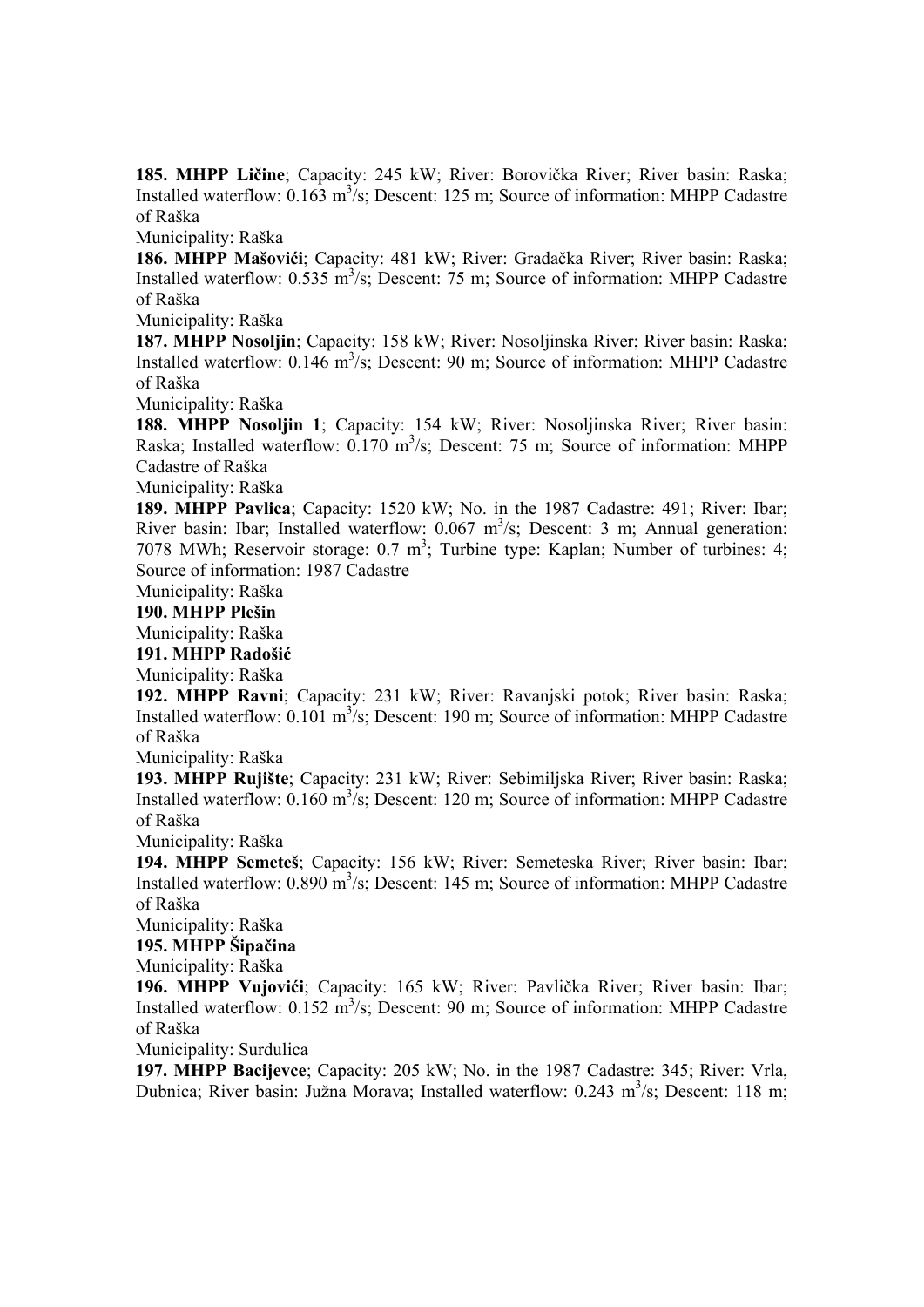**185. MHPP Ličine**; Capacity: 245 kW; River: Borovička River; River basin: Raska; Installed waterflow: 0.163 $m^3/s$; Descent: 125 m; Source of information: MHPP Cadastre of Raška

Municipality: Raška

**186. MHPP Mašovići**; Capacity: 481 kW; River: Gradačka River; River basin: Raska; Installed waterflow: 0.535 $m^3/s$; Descent: 75 m; Source of information: MHPP Cadastre of Raška

Municipality: Raška

**187. MHPP Nosoljin**; Capacity: 158 kW; River: Nosoljinska River; River basin: Raska; Installed waterflow: 0.146 $m^3/s$; Descent: 90 m; Source of information: MHPP Cadastre of Raška

Municipality: Raška

**188. MHPP Nosoljin 1**; Capacity: 154 kW; River: Nosoljinska River; River basin: Raska; Installed waterflow: 0.170 $m^3/s$; Descent: 75 m; Source of information: MHPP Cadastre of Raška

Municipality: Raška

**189. MHPP Pavlica**; Capacity: 1520 kW; No. in the 1987 Cadastre: 491; River: Ibar; River basin: Ibar; Installed waterflow: 0.067 $m^3/s$; Descent: 3 m; Annual generation: 7078 MWh; Reservoir storage: 0.7 $m^3$; Turbine type: Kaplan; Number of turbines: 4; Source of information: 1987 Cadastre

Municipality: Raška

**190. MHPP Plešin**

Municipality: Raška

**191. MHPP Radošić**

Municipality: Raška

**192. MHPP Ravni**; Capacity: 231 kW; River: Ravanjski potok; River basin: Raska; Installed waterflow: 0.101 $m^3/s$; Descent: 190 m; Source of information: MHPP Cadastre of Raška

Municipality: Raška

**193. MHPP Rujište**; Capacity: 231 kW; River: Sebimiljska River; River basin: Raska; Installed waterflow: 0.160 $m^3/s$; Descent: 120 m; Source of information: MHPP Cadastre of Raška

Municipality: Raška

**194. MHPP Semeteš**; Capacity: 156 kW; River: Semeteska River; River basin: Ibar; Installed waterflow: 0.890 $m^3/s$; Descent: 145 m; Source of information: MHPP Cadastre of Raška

Municipality: Raška

**195. MHPP Šipačina**

Municipality: Raška

**196. MHPP Vujovići**; Capacity: 165 kW; River: Pavlička River; River basin: Ibar; Installed waterflow: 0.152 $m^3/s$; Descent: 90 m; Source of information: MHPP Cadastre of Raška

Municipality: Surdulica

**197. MHPP Bacijevce**; Capacity: 205 kW; No. in the 1987 Cadastre: 345; River: Vrla, Dubnica; River basin: Južna Morava; Installed waterflow: 0.243 $m^3/s$; Descent: 118 m;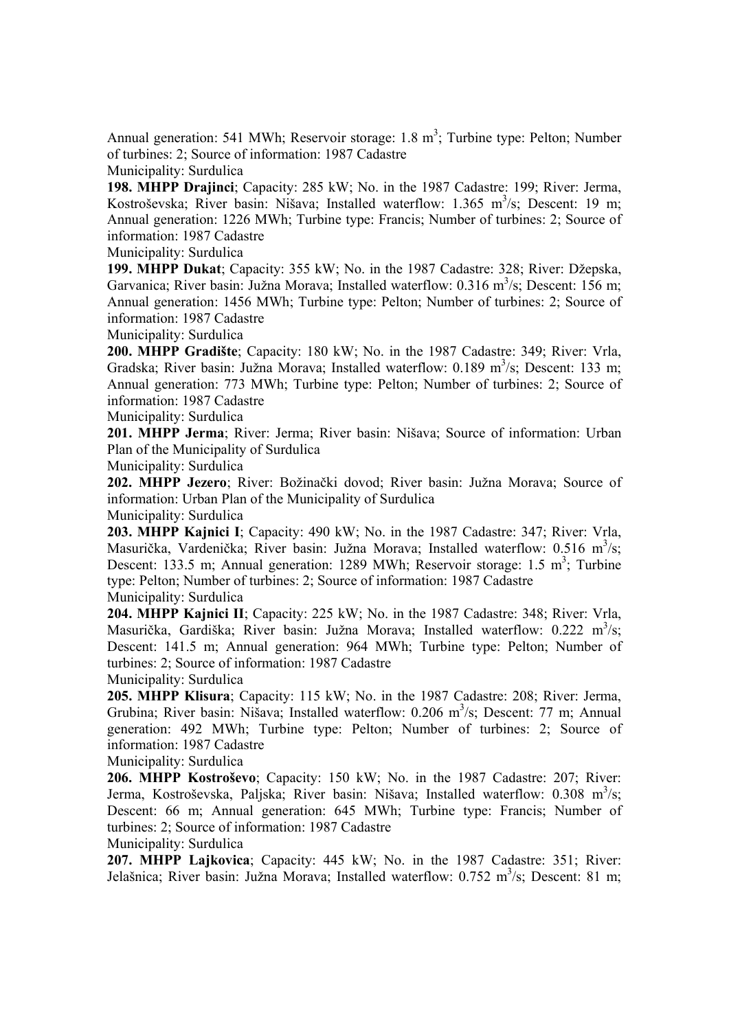Annual generation: 541 MWh; Reservoir storage: 1.8 $m^3$; Turbine type: Pelton; Number of turbines: 2; Source of information: 1987 Cadastre

Municipality: Surdulica

**198. MHPP Drajinci**; Capacity: 285 kW; No. in the 1987 Cadastre: 199; River: Jerma, Kostroševska; River basin: Nišava; Installed waterflow: 1.365 $m^3/s$; Descent: 19 m; Annual generation: 1226 MWh; Turbine type: Francis; Number of turbines: 2; Source of information: 1987 Cadastre

Municipality: Surdulica

**199. MHPP Dukat**; Capacity: 355 kW; No. in the 1987 Cadastre: 328; River: Džepska, Garvanica; River basin: Južna Morava; Installed waterflow: 0.316 $m^3/s$; Descent: 156 m; Annual generation: 1456 MWh; Turbine type: Pelton; Number of turbines: 2; Source of information: 1987 Cadastre

Municipality: Surdulica

**200. MHPP Gradište**; Capacity: 180 kW; No. in the 1987 Cadastre: 349; River: Vrla, Gradska; River basin: Južna Morava; Installed waterflow: 0.189 $m^3/s$; Descent: 133 m; Annual generation: 773 MWh; Turbine type: Pelton; Number of turbines: 2; Source of information: 1987 Cadastre

Municipality: Surdulica

**201. MHPP Jerma**; River: Jerma; River basin: Nišava; Source of information: Urban Plan of the Municipality of Surdulica

Municipality: Surdulica

**202. MHPP Jezero**; River: Božinački dovod; River basin: Južna Morava; Source of information: Urban Plan of the Municipality of Surdulica

Municipality: Surdulica

**203. MHPP Kajnici I**; Capacity: 490 kW; No. in the 1987 Cadastre: 347; River: Vrla, Masurička, Vardenička; River basin: Južna Morava; Installed waterflow: 0.516 $m^3/s$; Descent: 133.5 m; Annual generation: 1289 MWh; Reservoir storage: 1.5 $m^3$; Turbine type: Pelton; Number of turbines: 2; Source of information: 1987 Cadastre

Municipality: Surdulica

**204. MHPP Kajnici II**; Capacity: 225 kW; No. in the 1987 Cadastre: 348; River: Vrla, Masurička, Gardiška; River basin: Južna Morava; Installed waterflow: 0.222 $m^3/s$; Descent: 141.5 m; Annual generation: 964 MWh; Turbine type: Pelton; Number of turbines: 2; Source of information: 1987 Cadastre

Municipality: Surdulica

**205. MHPP Klisura**; Capacity: 115 kW; No. in the 1987 Cadastre: 208; River: Jerma, Grubina; River basin: Nišava; Installed waterflow: 0.206 $m^3/s$; Descent: 77 m; Annual generation: 492 MWh; Turbine type: Pelton; Number of turbines: 2; Source of information: 1987 Cadastre

Municipality: Surdulica

**206. MHPP Kostroševo**; Capacity: 150 kW; No. in the 1987 Cadastre: 207; River: Jerma, Kostroševska, Paljska; River basin: Nišava; Installed waterflow: 0.308 $m^3/s$; Descent: 66 m; Annual generation: 645 MWh; Turbine type: Francis; Number of turbines: 2; Source of information: 1987 Cadastre

Municipality: Surdulica

**207. MHPP Lajkovica**; Capacity: 445 kW; No. in the 1987 Cadastre: 351; River: Jelašnica; River basin: Južna Morava; Installed waterflow: 0.752 $m^3/s$; Descent: 81 m;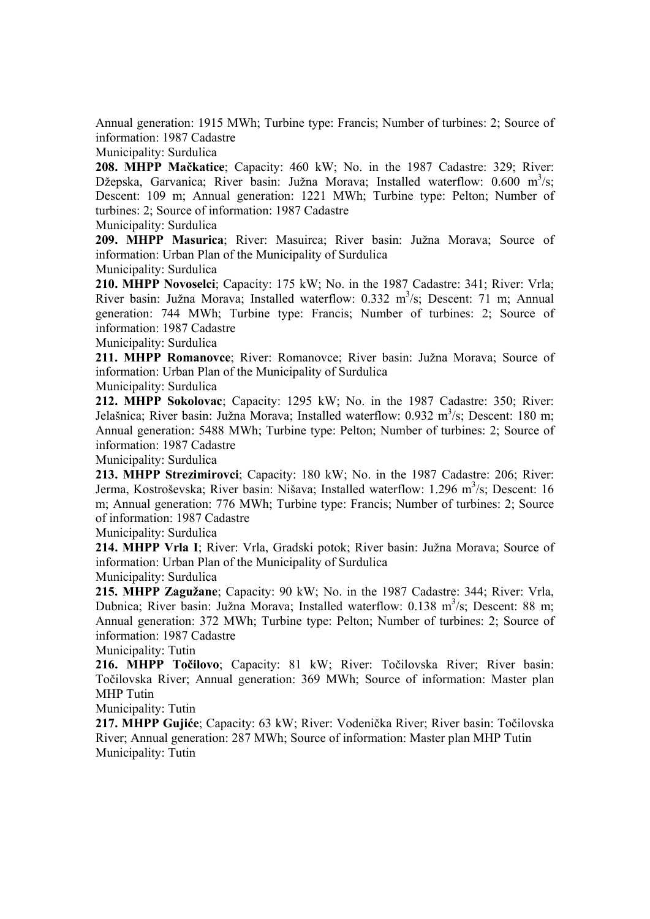Annual generation: 1915 MWh; Turbine type: Francis; Number of turbines: 2; Source of information: 1987 Cadastre

Municipality: Surdulica

**208. MHPP Mačkatice**; Capacity: 460 kW; No. in the 1987 Cadastre: 329; River: Džepska, Garvanica; River basin: Južna Morava; Installed waterflow: 0.600 $m^3/s$; Descent: 109 m; Annual generation: 1221 MWh; Turbine type: Pelton; Number of turbines: 2; Source of information: 1987 Cadastre

Municipality: Surdulica

**209. MHPP Masurica**; River: Masuirca; River basin: Južna Morava; Source of information: Urban Plan of the Municipality of Surdulica

Municipality: Surdulica

**210. MHPP Novoselci**; Capacity: 175 kW; No. in the 1987 Cadastre: 341; River: Vrla; River basin: Južna Morava; Installed waterflow: 0.332 $m^3/s$; Descent: 71 m; Annual generation: 744 MWh; Turbine type: Francis; Number of turbines: 2; Source of information: 1987 Cadastre

Municipality: Surdulica

**211. MHPP Romanovce**; River: Romanovce; River basin: Južna Morava; Source of information: Urban Plan of the Municipality of Surdulica

Municipality: Surdulica

**212. MHPP Sokolovac**; Capacity: 1295 kW; No. in the 1987 Cadastre: 350; River: Jelašnica; River basin: Južna Morava; Installed waterflow: 0.932 $m^3/s$; Descent: 180 m; Annual generation: 5488 MWh; Turbine type: Pelton; Number of turbines: 2; Source of information: 1987 Cadastre

Municipality: Surdulica

**213. MHPP Strezimirovci**; Capacity: 180 kW; No. in the 1987 Cadastre: 206; River: Jerma, Kostroševska; River basin: Nišava; Installed waterflow: 1.296 $m^3/s$; Descent: 16 m; Annual generation: 776 MWh; Turbine type: Francis; Number of turbines: 2; Source of information: 1987 Cadastre

Municipality: Surdulica

**214. MHPP Vrla I**; River: Vrla, Gradski potok; River basin: Južna Morava; Source of information: Urban Plan of the Municipality of Surdulica

Municipality: Surdulica

**215. MHPP Zagužane**; Capacity: 90 kW; No. in the 1987 Cadastre: 344; River: Vrla, Dubnica; River basin: Južna Morava; Installed waterflow: 0.138 $m^3/s$; Descent: 88 m; Annual generation: 372 MWh; Turbine type: Pelton; Number of turbines: 2; Source of information: 1987 Cadastre

Municipality: Tutin

**216. MHPP Točilovo**; Capacity: 81 kW; River: Točilovska River; River basin: Točilovska River; Annual generation: 369 MWh; Source of information: Master plan MHP Tutin

Municipality: Tutin

**217. MHPP Gujiće**; Capacity: 63 kW; River: Vodenička River; River basin: Točilovska River; Annual generation: 287 MWh; Source of information: Master plan MHP Tutin

Municipality: Tutin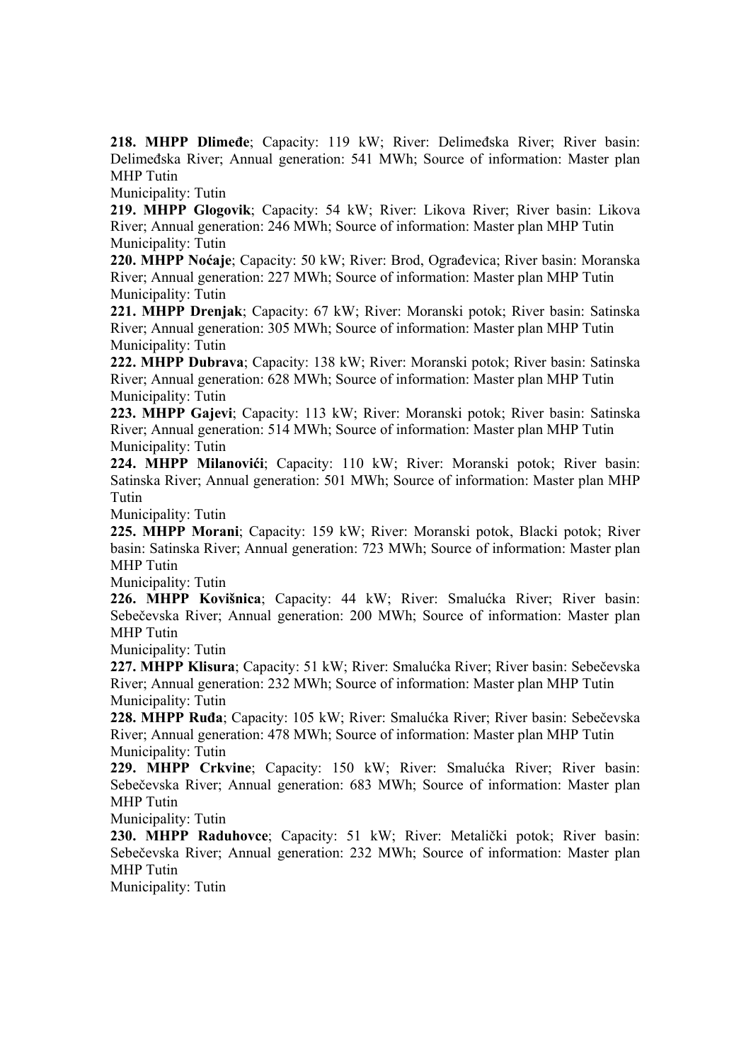**218. MHPP Dlimeđe**; Capacity: 119 kW; River: Delimeđska River; River basin: Delimeđska River; Annual generation: 541 MWh; Source of information: Master plan MHP Tutin
Municipality: Tutin

**219. MHPP Glogovik**; Capacity: 54 kW; River: Likova River; River basin: Likova River; Annual generation: 246 MWh; Source of information: Master plan MHP Tutin
Municipality: Tutin

**220. MHPP Noćaje**; Capacity: 50 kW; River: Brod, Ograđevica; River basin: Moranska River; Annual generation: 227 MWh; Source of information: Master plan MHP Tutin
Municipality: Tutin

**221. MHPP Drenjak**; Capacity: 67 kW; River: Moranski potok; River basin: Satinska River; Annual generation: 305 MWh; Source of information: Master plan MHP Tutin
Municipality: Tutin

**222. MHPP Dubrava**; Capacity: 138 kW; River: Moranski potok; River basin: Satinska River; Annual generation: 628 MWh; Source of information: Master plan MHP Tutin
Municipality: Tutin

**223. MHPP Gajevi**; Capacity: 113 kW; River: Moranski potok; River basin: Satinska River; Annual generation: 514 MWh; Source of information: Master plan MHP Tutin
Municipality: Tutin

**224. MHPP Milanovići**; Capacity: 110 kW; River: Moranski potok; River basin: Satinska River; Annual generation: 501 MWh; Source of information: Master plan MHP Tutin
Municipality: Tutin

**225. MHPP Morani**; Capacity: 159 kW; River: Moranski potok, Blacki potok; River basin: Satinska River; Annual generation: 723 MWh; Source of information: Master plan MHP Tutin
Municipality: Tutin

**226. MHPP Kovišnica**; Capacity: 44 kW; River: Smalućka River; River basin: Sebečevska River; Annual generation: 200 MWh; Source of information: Master plan MHP Tutin
Municipality: Tutin

**227. MHPP Klisura**; Capacity: 51 kW; River: Smalućka River; River basin: Sebečevska River; Annual generation: 232 MWh; Source of information: Master plan MHP Tutin
Municipality: Tutin

**228. MHPP Ruđa**; Capacity: 105 kW; River: Smalućka River; River basin: Sebečevska River; Annual generation: 478 MWh; Source of information: Master plan MHP Tutin
Municipality: Tutin

**229. MHPP Crkvine**; Capacity: 150 kW; River: Smalućka River; River basin: Sebečevska River; Annual generation: 683 MWh; Source of information: Master plan MHP Tutin
Municipality: Tutin

**230. MHPP Raduhovce**; Capacity: 51 kW; River: Metalički potok; River basin: Sebečevska River; Annual generation: 232 MWh; Source of information: Master plan MHP Tutin
Municipality: Tutin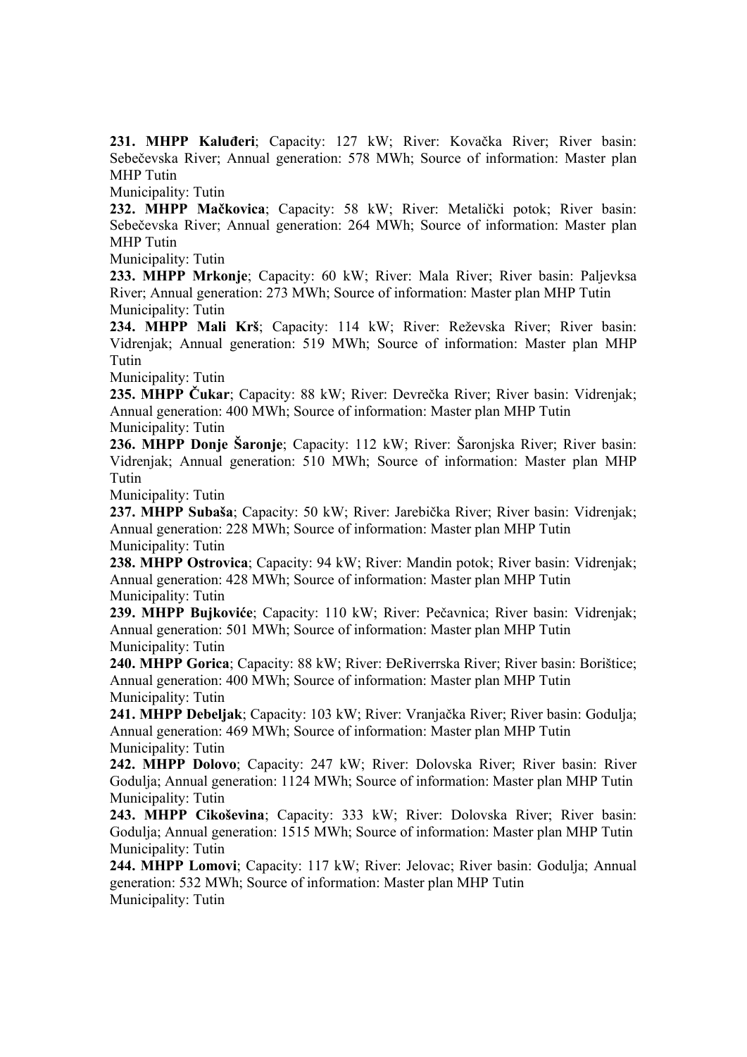**231. MHPP Kaluđeri**; Capacity: 127 kW; River: Kovačka River; River basin: Sebečevska River; Annual generation: 578 MWh; Source of information: Master plan MHP Tutin
Municipality: Tutin

**232. MHPP Mačkovica**; Capacity: 58 kW; River: Metalički potok; River basin: Sebečevska River; Annual generation: 264 MWh; Source of information: Master plan MHP Tutin
Municipality: Tutin

**233. MHPP Mrkonje**; Capacity: 60 kW; River: Mala River; River basin: Paljevksa River; Annual generation: 273 MWh; Source of information: Master plan MHP Tutin
Municipality: Tutin

**234. MHPP Mali Krš**; Capacity: 114 kW; River: Reževska River; River basin: Vidrenjak; Annual generation: 519 MWh; Source of information: Master plan MHP Tutin
Municipality: Tutin

**235. MHPP Čukar**; Capacity: 88 kW; River: Devrečka River; River basin: Vidrenjak; Annual generation: 400 MWh; Source of information: Master plan MHP Tutin
Municipality: Tutin

**236. MHPP Donje Šaronje**; Capacity: 112 kW; River: Šaronjska River; River basin: Vidrenjak; Annual generation: 510 MWh; Source of information: Master plan MHP Tutin
Municipality: Tutin

**237. MHPP Subaša**; Capacity: 50 kW; River: Jarebička River; River basin: Vidrenjak; Annual generation: 228 MWh; Source of information: Master plan MHP Tutin
Municipality: Tutin

**238. MHPP Ostrovica**; Capacity: 94 kW; River: Mandin potok; River basin: Vidrenjak; Annual generation: 428 MWh; Source of information: Master plan MHP Tutin
Municipality: Tutin

**239. MHPP Bujkoviće**; Capacity: 110 kW; River: Pečavnica; River basin: Vidrenjak; Annual generation: 501 MWh; Source of information: Master plan MHP Tutin
Municipality: Tutin

**240. MHPP Gorica**; Capacity: 88 kW; River: ĐeRiverrska River; River basin: Borištice; Annual generation: 400 MWh; Source of information: Master plan MHP Tutin
Municipality: Tutin

**241. MHPP Debeljak**; Capacity: 103 kW; River: Vranjačka River; River basin: Godulja; Annual generation: 469 MWh; Source of information: Master plan MHP Tutin
Municipality: Tutin

**242. MHPP Dolovo**; Capacity: 247 kW; River: Dolovska River; River basin: River Godulja; Annual generation: 1124 MWh; Source of information: Master plan MHP Tutin
Municipality: Tutin

**243. MHPP Cikoševina**; Capacity: 333 kW; River: Dolovska River; River basin: Godulja; Annual generation: 1515 MWh; Source of information: Master plan MHP Tutin
Municipality: Tutin

**244. MHPP Lomovi**; Capacity: 117 kW; River: Jelovac; River basin: Godulja; Annual generation: 532 MWh; Source of information: Master plan MHP Tutin
Municipality: Tutin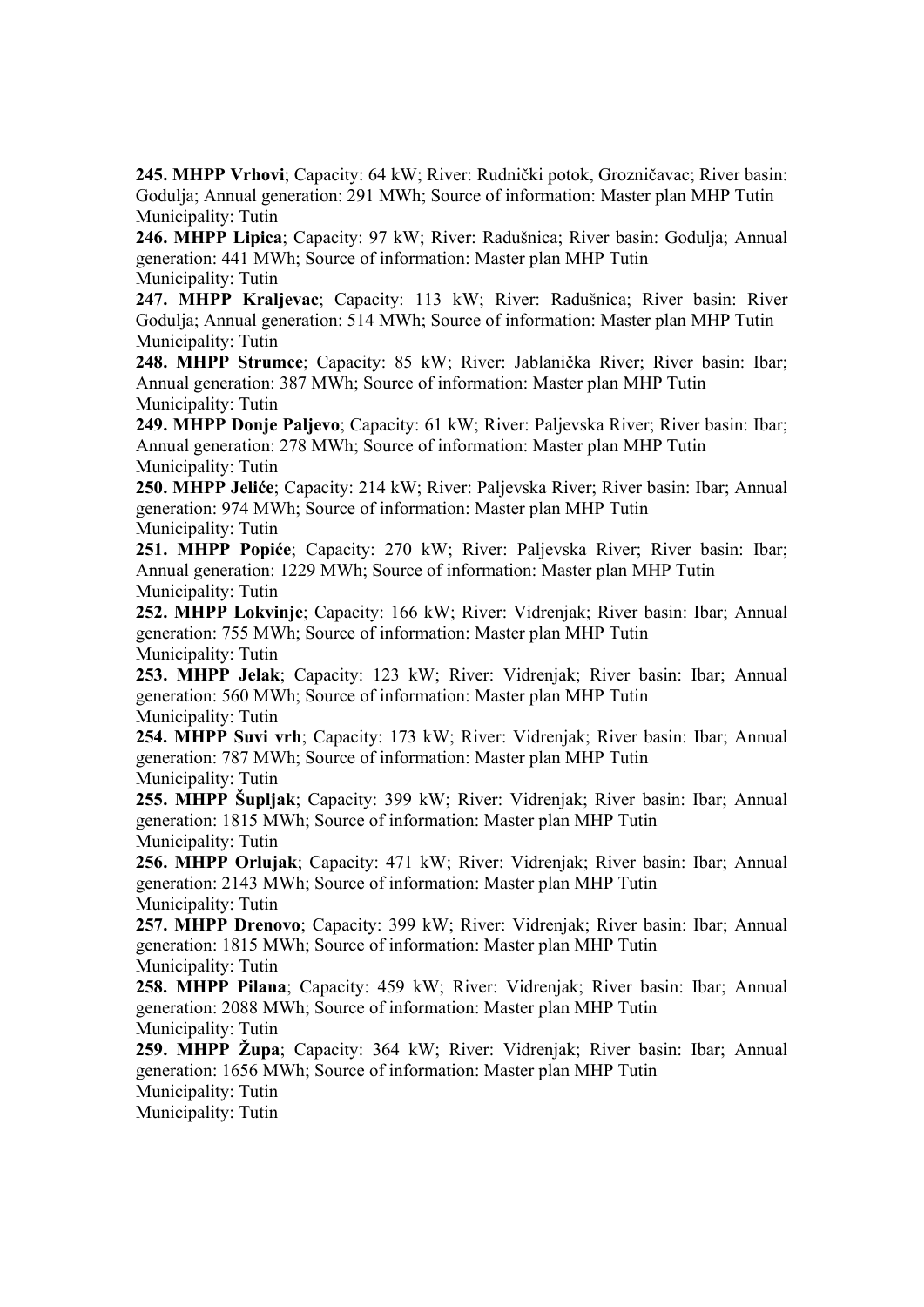**245. MHPP Vrhovi**; Capacity: 64 kW; River: Rudnički potok, Grozničavac; River basin: Godulja; Annual generation: 291 MWh; Source of information: Master plan MHP Tutin
Municipality: Tutin

**246. MHPP Lipica**; Capacity: 97 kW; River: Radušnica; River basin: Godulja; Annual generation: 441 MWh; Source of information: Master plan MHP Tutin
Municipality: Tutin

**247. MHPP Kraljevac**; Capacity: 113 kW; River: Radušnica; River basin: River Godulja; Annual generation: 514 MWh; Source of information: Master plan MHP Tutin
Municipality: Tutin

**248. MHPP Strumce**; Capacity: 85 kW; River: Jablanička River; River basin: Ibar; Annual generation: 387 MWh; Source of information: Master plan MHP Tutin
Municipality: Tutin

**249. MHPP Donje Paljevo**; Capacity: 61 kW; River: Paljevska River; River basin: Ibar; Annual generation: 278 MWh; Source of information: Master plan MHP Tutin
Municipality: Tutin

**250. MHPP Jeliće**; Capacity: 214 kW; River: Paljevska River; River basin: Ibar; Annual generation: 974 MWh; Source of information: Master plan MHP Tutin
Municipality: Tutin

**251. MHPP Popiće**; Capacity: 270 kW; River: Paljevska River; River basin: Ibar; Annual generation: 1229 MWh; Source of information: Master plan MHP Tutin
Municipality: Tutin

**252. MHPP Lokvinje**; Capacity: 166 kW; River: Vidrenjak; River basin: Ibar; Annual generation: 755 MWh; Source of information: Master plan MHP Tutin
Municipality: Tutin

**253. MHPP Jelak**; Capacity: 123 kW; River: Vidrenjak; River basin: Ibar; Annual generation: 560 MWh; Source of information: Master plan MHP Tutin
Municipality: Tutin

**254. MHPP Suvi vrh**; Capacity: 173 kW; River: Vidrenjak; River basin: Ibar; Annual generation: 787 MWh; Source of information: Master plan MHP Tutin
Municipality: Tutin

**255. MHPP Šupljak**; Capacity: 399 kW; River: Vidrenjak; River basin: Ibar; Annual generation: 1815 MWh; Source of information: Master plan MHP Tutin
Municipality: Tutin

**256. MHPP Orlujak**; Capacity: 471 kW; River: Vidrenjak; River basin: Ibar; Annual generation: 2143 MWh; Source of information: Master plan MHP Tutin
Municipality: Tutin

**257. MHPP Drenovo**; Capacity: 399 kW; River: Vidrenjak; River basin: Ibar; Annual generation: 1815 MWh; Source of information: Master plan MHP Tutin
Municipality: Tutin

**258. MHPP Pilana**; Capacity: 459 kW; River: Vidrenjak; River basin: Ibar; Annual generation: 2088 MWh; Source of information: Master plan MHP Tutin
Municipality: Tutin

**259. MHPP Župa**; Capacity: 364 kW; River: Vidrenjak; River basin: Ibar; Annual generation: 1656 MWh; Source of information: Master plan MHP Tutin
Municipality: Tutin
Municipality: Tutin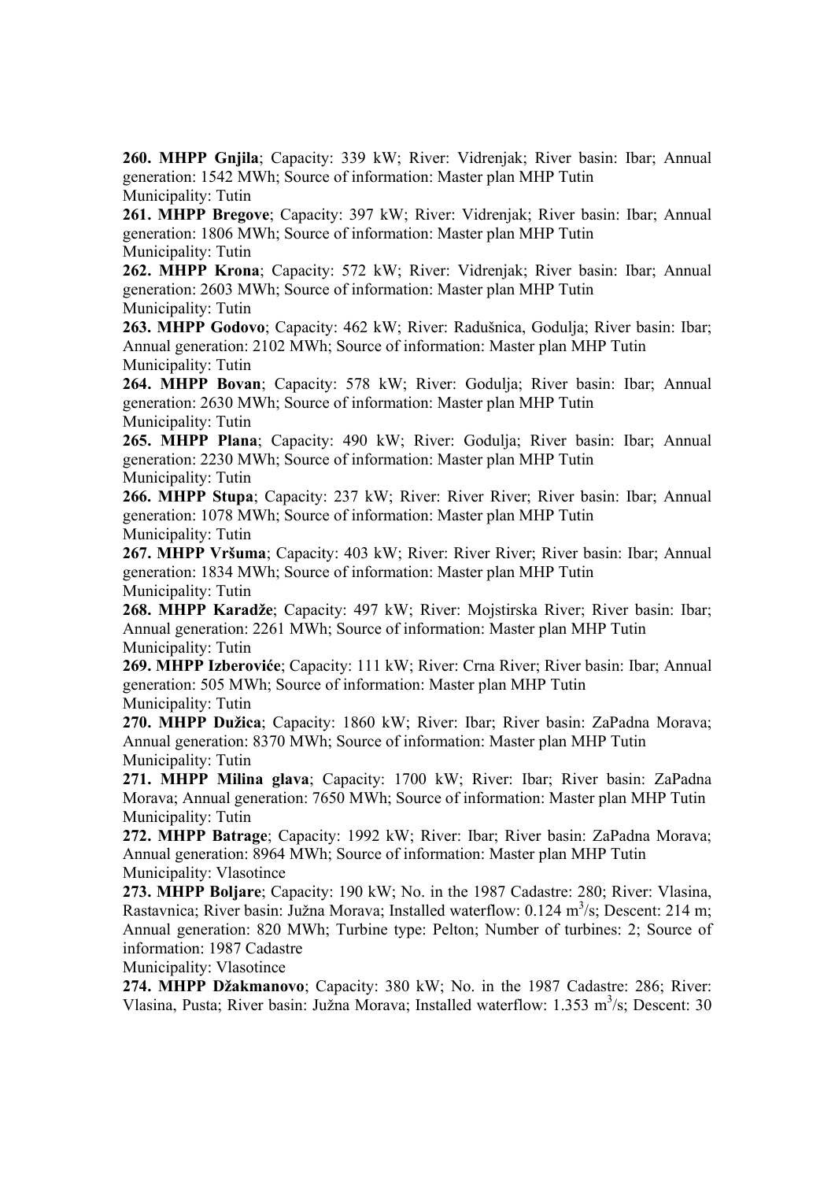**260. MHPP Gnjila**; Capacity: 339 kW; River: Vidrenjak; River basin: Ibar; Annual generation: 1542 MWh; Source of information: Master plan MHP Tutin
Municipality: Tutin

**261. MHPP Bregove**; Capacity: 397 kW; River: Vidrenjak; River basin: Ibar; Annual generation: 1806 MWh; Source of information: Master plan MHP Tutin
Municipality: Tutin

**262. MHPP Krona**; Capacity: 572 kW; River: Vidrenjak; River basin: Ibar; Annual generation: 2603 MWh; Source of information: Master plan MHP Tutin
Municipality: Tutin

**263. MHPP Godovo**; Capacity: 462 kW; River: Radušnica, Godulja; River basin: Ibar; Annual generation: 2102 MWh; Source of information: Master plan MHP Tutin
Municipality: Tutin

**264. MHPP Bovan**; Capacity: 578 kW; River: Godulja; River basin: Ibar; Annual generation: 2630 MWh; Source of information: Master plan MHP Tutin
Municipality: Tutin

**265. MHPP Plana**; Capacity: 490 kW; River: Godulja; River basin: Ibar; Annual generation: 2230 MWh; Source of information: Master plan MHP Tutin
Municipality: Tutin

**266. MHPP Stupa**; Capacity: 237 kW; River: River River; River basin: Ibar; Annual generation: 1078 MWh; Source of information: Master plan MHP Tutin
Municipality: Tutin

**267. MHPP Vršuma**; Capacity: 403 kW; River: River River; River basin: Ibar; Annual generation: 1834 MWh; Source of information: Master plan MHP Tutin
Municipality: Tutin

**268. MHPP Karadže**; Capacity: 497 kW; River: Mojstirska River; River basin: Ibar; Annual generation: 2261 MWh; Source of information: Master plan MHP Tutin
Municipality: Tutin

**269. MHPP Izberoviće**; Capacity: 111 kW; River: Crna River; River basin: Ibar; Annual generation: 505 MWh; Source of information: Master plan MHP Tutin
Municipality: Tutin

**270. MHPP Dužica**; Capacity: 1860 kW; River: Ibar; River basin: ZaPadna Morava; Annual generation: 8370 MWh; Source of information: Master plan MHP Tutin
Municipality: Tutin

**271. MHPP Milina glava**; Capacity: 1700 kW; River: Ibar; River basin: ZaPadna Morava; Annual generation: 7650 MWh; Source of information: Master plan MHP Tutin
Municipality: Tutin

**272. MHPP Batrage**; Capacity: 1992 kW; River: Ibar; River basin: ZaPadna Morava; Annual generation: 8964 MWh; Source of information: Master plan MHP Tutin
Municipality: Vlasotince

**273. MHPP Boljare**; Capacity: 190 kW; No. in the 1987 Cadastre: 280; River: Vlasina, Rastavnica; River basin: Južna Morava; Installed waterflow: 0.124 $m^3/s$; Descent: 214 m; Annual generation: 820 MWh; Turbine type: Pelton; Number of turbines: 2; Source of information: 1987 Cadastre
Municipality: Vlasotince

**274. MHPP Džakmanovo**; Capacity: 380 kW; No. in the 1987 Cadastre: 286; River: Vlasina, Pusta; River basin: Južna Morava; Installed waterflow: 1.353 $m^3/s$; Descent: 30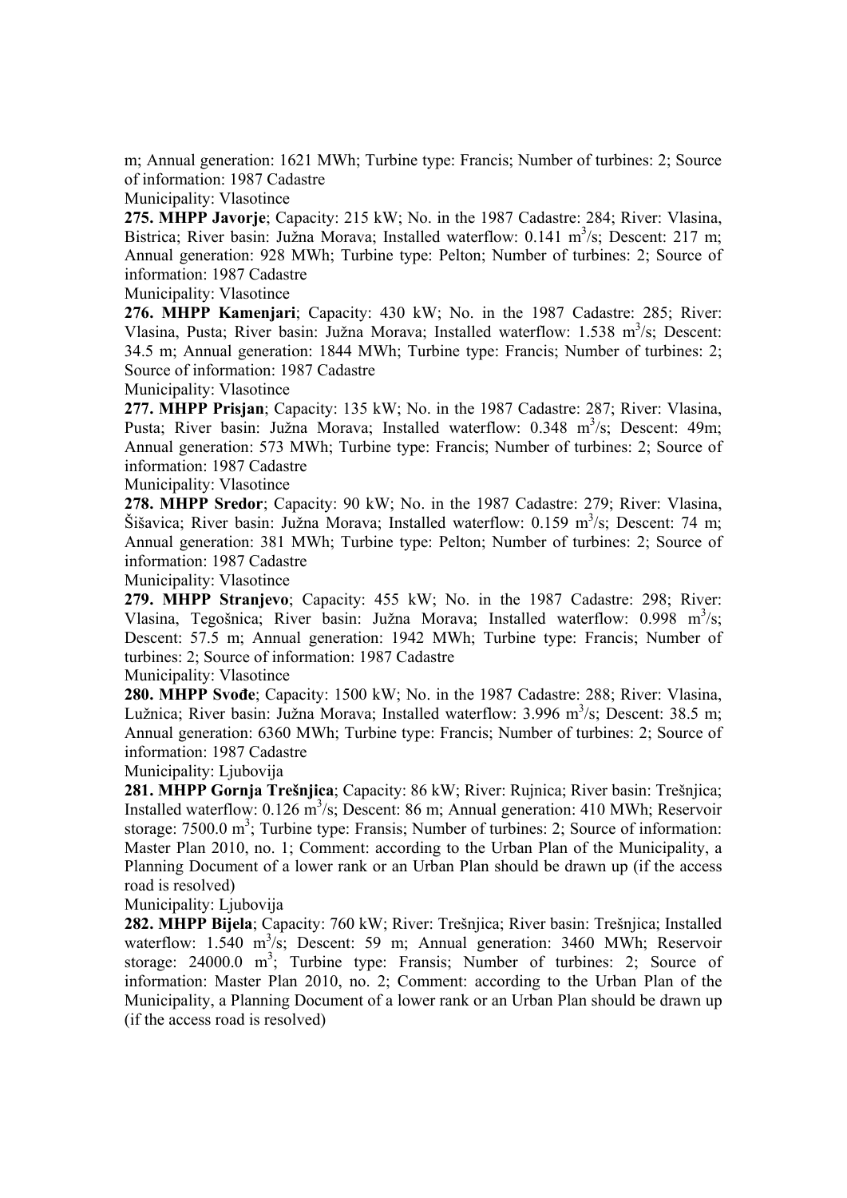m; Annual generation: 1621 MWh; Turbine type: Francis; Number of turbines: 2; Source of information: 1987 Cadastre

Municipality: Vlasotince

**275. MHPP Javorje**; Capacity: 215 kW; No. in the 1987 Cadastre: 284; River: Vlasina, Bistrica; River basin: Južna Morava; Installed waterflow: 0.141 $m^3/s$; Descent: 217 m; Annual generation: 928 MWh; Turbine type: Pelton; Number of turbines: 2; Source of information: 1987 Cadastre

Municipality: Vlasotince

**276. MHPP Kamenjari**; Capacity: 430 kW; No. in the 1987 Cadastre: 285; River: Vlasina, Pusta; River basin: Južna Morava; Installed waterflow: 1.538 $m^3/s$; Descent: 34.5 m; Annual generation: 1844 MWh; Turbine type: Francis; Number of turbines: 2; Source of information: 1987 Cadastre

Municipality: Vlasotince

**277. MHPP Prisjan**; Capacity: 135 kW; No. in the 1987 Cadastre: 287; River: Vlasina, Pusta; River basin: Južna Morava; Installed waterflow: 0.348 $m^3/s$; Descent: 49m; Annual generation: 573 MWh; Turbine type: Francis; Number of turbines: 2; Source of information: 1987 Cadastre

Municipality: Vlasotince

**278. MHPP Sredor**; Capacity: 90 kW; No. in the 1987 Cadastre: 279; River: Vlasina, Šišavica; River basin: Južna Morava; Installed waterflow: 0.159 $m^3/s$; Descent: 74 m; Annual generation: 381 MWh; Turbine type: Pelton; Number of turbines: 2; Source of information: 1987 Cadastre

Municipality: Vlasotince

**279. MHPP Stranjevo**; Capacity: 455 kW; No. in the 1987 Cadastre: 298; River: Vlasina, Tegošnica; River basin: Južna Morava; Installed waterflow: 0.998 $m^3/s$; Descent: 57.5 m; Annual generation: 1942 MWh; Turbine type: Francis; Number of turbines: 2; Source of information: 1987 Cadastre

Municipality: Vlasotince

**280. MHPP Svođe**; Capacity: 1500 kW; No. in the 1987 Cadastre: 288; River: Vlasina, Lužnica; River basin: Južna Morava; Installed waterflow: 3.996 $m^3/s$; Descent: 38.5 m; Annual generation: 6360 MWh; Turbine type: Francis; Number of turbines: 2; Source of information: 1987 Cadastre

Municipality: Ljubovija

**281. MHPP Gornja Trešnjica**; Capacity: 86 kW; River: Rujnica; River basin: Trešnjica; Installed waterflow: 0.126 $m^3/s$; Descent: 86 m; Annual generation: 410 MWh; Reservoir storage: 7500.0 $m^3$; Turbine type: Fransis; Number of turbines: 2; Source of information: Master Plan 2010, no. 1; Comment: according to the Urban Plan of the Municipality, a Planning Document of a lower rank or an Urban Plan should be drawn up (if the access road is resolved)

Municipality: Ljubovija

**282. MHPP Bijela**; Capacity: 760 kW; River: Trešnjica; River basin: Trešnjica; Installed waterflow: 1.540 $m^3/s$; Descent: 59 m; Annual generation: 3460 MWh; Reservoir storage: 24000.0 $m^3$; Turbine type: Fransis; Number of turbines: 2; Source of information: Master Plan 2010, no. 2; Comment: according to the Urban Plan of the Municipality, a Planning Document of a lower rank or an Urban Plan should be drawn up (if the access road is resolved)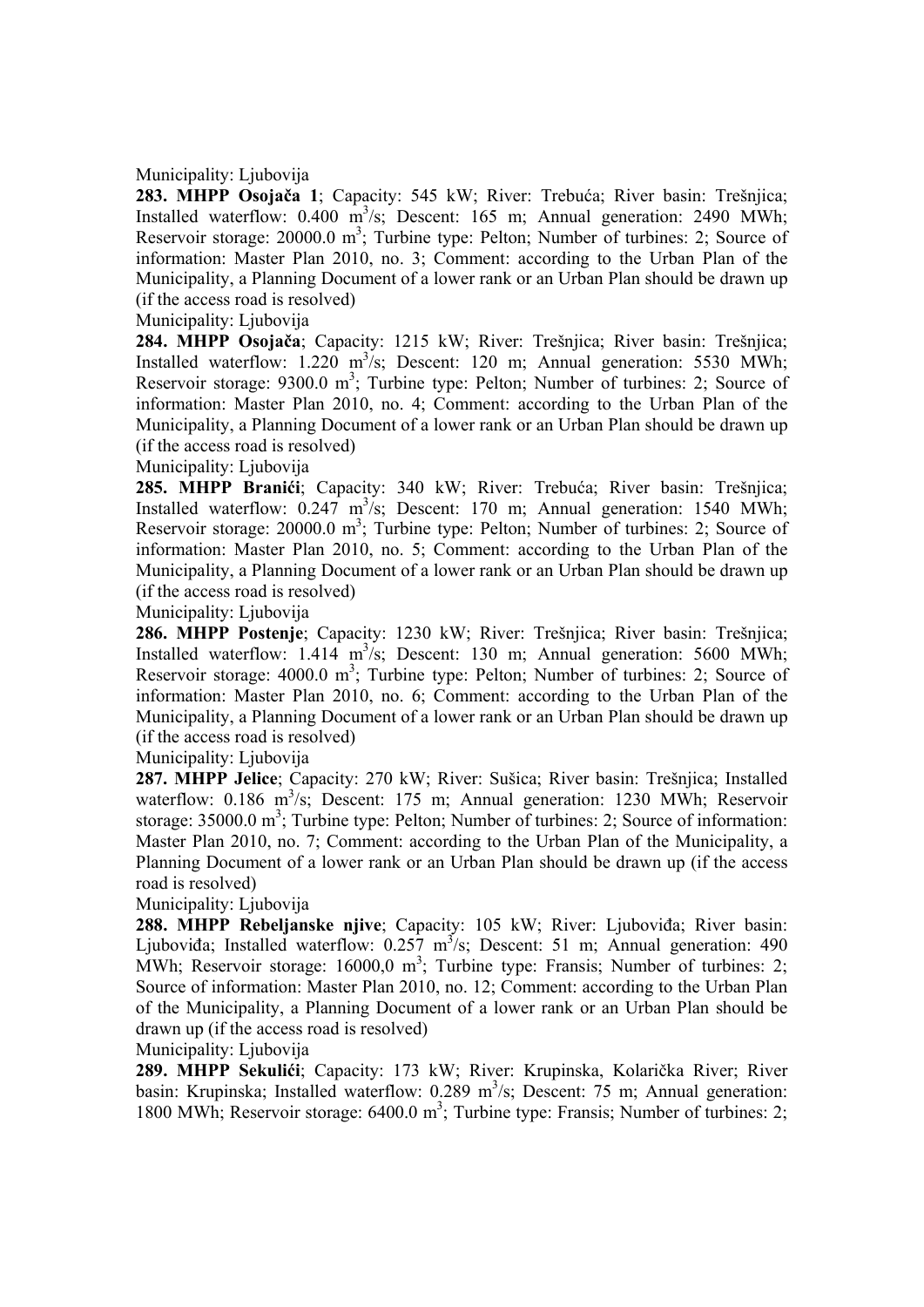Municipality: Ljubovija

**283. MHPP Osojača 1**; Capacity: 545 kW; River: Trebuća; River basin: Trešnjica; Installed waterflow: 0.400 $m^3$/s; Descent: 165 m; Annual generation: 2490 MWh; Reservoir storage: 20000.0 $m^3$; Turbine type: Pelton; Number of turbines: 2; Source of information: Master Plan 2010, no. 3; Comment: according to the Urban Plan of the Municipality, a Planning Document of a lower rank or an Urban Plan should be drawn up (if the access road is resolved)

Municipality: Ljubovija

**284. MHPP Osojača**; Capacity: 1215 kW; River: Trešnjica; River basin: Trešnjica; Installed waterflow: 1.220 $m^3$/s; Descent: 120 m; Annual generation: 5530 MWh; Reservoir storage: 9300.0 $m^3$; Turbine type: Pelton; Number of turbines: 2; Source of information: Master Plan 2010, no. 4; Comment: according to the Urban Plan of the Municipality, a Planning Document of a lower rank or an Urban Plan should be drawn up (if the access road is resolved)

Municipality: Ljubovija

**285. MHPP Branići**; Capacity: 340 kW; River: Trebuća; River basin: Trešnjica; Installed waterflow: 0.247 $m^3$/s; Descent: 170 m; Annual generation: 1540 MWh; Reservoir storage: 20000.0 $m^3$; Turbine type: Pelton; Number of turbines: 2; Source of information: Master Plan 2010, no. 5; Comment: according to the Urban Plan of the Municipality, a Planning Document of a lower rank or an Urban Plan should be drawn up (if the access road is resolved)

Municipality: Ljubovija

**286. MHPP Postenje**; Capacity: 1230 kW; River: Trešnjica; River basin: Trešnjica; Installed waterflow: 1.414 $m^3$/s; Descent: 130 m; Annual generation: 5600 MWh; Reservoir storage: 4000.0 $m^3$; Turbine type: Pelton; Number of turbines: 2; Source of information: Master Plan 2010, no. 6; Comment: according to the Urban Plan of the Municipality, a Planning Document of a lower rank or an Urban Plan should be drawn up (if the access road is resolved)

Municipality: Ljubovija

**287. MHPP Jelice**; Capacity: 270 kW; River: Sušica; River basin: Trešnjica; Installed waterflow: 0.186 $m^3$/s; Descent: 175 m; Annual generation: 1230 MWh; Reservoir storage: 35000.0 $m^3$; Turbine type: Pelton; Number of turbines: 2; Source of information: Master Plan 2010, no. 7; Comment: according to the Urban Plan of the Municipality, a Planning Document of a lower rank or an Urban Plan should be drawn up (if the access road is resolved)

Municipality: Ljubovija

**288. MHPP Rebeljanske njive**; Capacity: 105 kW; River: Ljubovića; River basin: Ljubovića; Installed waterflow: 0.257 $m^3$/s; Descent: 51 m; Annual generation: 490 MWh; Reservoir storage: 16000,0 $m^3$; Turbine type: Fransis; Number of turbines: 2; Source of information: Master Plan 2010, no. 12; Comment: according to the Urban Plan of the Municipality, a Planning Document of a lower rank or an Urban Plan should be drawn up (if the access road is resolved)

Municipality: Ljubovija

**289. MHPP Sekulići**; Capacity: 173 kW; River: Krupinska, Kolarička River; River basin: Krupinska; Installed waterflow: 0.289 $m^3$/s; Descent: 75 m; Annual generation: 1800 MWh; Reservoir storage: 6400.0 $m^3$; Turbine type: Fransis; Number of turbines: 2;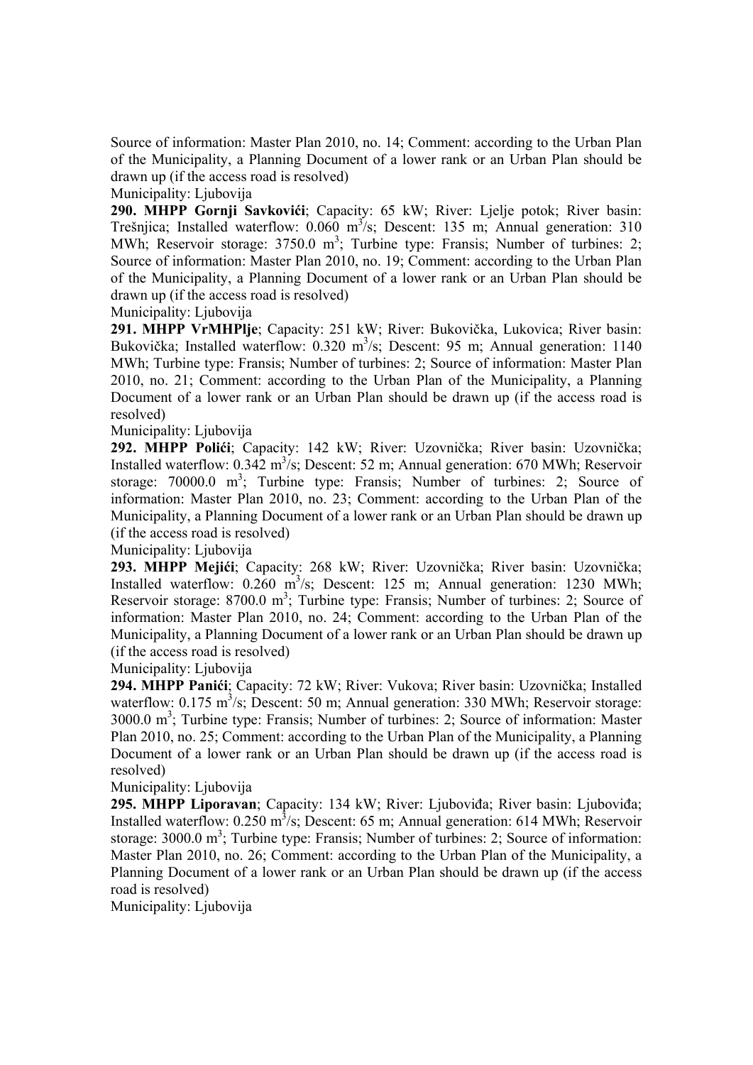Source of information: Master Plan 2010, no. 14; Comment: according to the Urban Plan of the Municipality, a Planning Document of a lower rank or an Urban Plan should be drawn up (if the access road is resolved)

Municipality: Ljubovija

**290. MHPP Gornji Savkovići**; Capacity: 65 kW; River: Ljelje potok; River basin: Trešnjica; Installed waterflow: 0.060 $m^3/s$; Descent: 135 m; Annual generation: 310 MWh; Reservoir storage: 3750.0 $m^3$; Turbine type: Fransis; Number of turbines: 2; Source of information: Master Plan 2010, no. 19; Comment: according to the Urban Plan of the Municipality, a Planning Document of a lower rank or an Urban Plan should be drawn up (if the access road is resolved)

Municipality: Ljubovija

**291. MHPP VrMHPlje**; Capacity: 251 kW; River: Bukovička, Lukovica; River basin: Bukovička; Installed waterflow: 0.320 $m^3/s$; Descent: 95 m; Annual generation: 1140 MWh; Turbine type: Fransis; Number of turbines: 2; Source of information: Master Plan 2010, no. 21; Comment: according to the Urban Plan of the Municipality, a Planning Document of a lower rank or an Urban Plan should be drawn up (if the access road is resolved)

Municipality: Ljubovija

**292. MHPP Polići**; Capacity: 142 kW; River: Uzovnička; River basin: Uzovnička; Installed waterflow: 0.342 $m^3/s$; Descent: 52 m; Annual generation: 670 MWh; Reservoir storage: 70000.0 $m^3$; Turbine type: Fransis; Number of turbines: 2; Source of information: Master Plan 2010, no. 23; Comment: according to the Urban Plan of the Municipality, a Planning Document of a lower rank or an Urban Plan should be drawn up (if the access road is resolved)

Municipality: Ljubovija

**293. MHPP Mejići**; Capacity: 268 kW; River: Uzovnička; River basin: Uzovnička; Installed waterflow: 0.260 $m^3/s$; Descent: 125 m; Annual generation: 1230 MWh; Reservoir storage: 8700.0 $m^3$; Turbine type: Fransis; Number of turbines: 2; Source of information: Master Plan 2010, no. 24; Comment: according to the Urban Plan of the Municipality, a Planning Document of a lower rank or an Urban Plan should be drawn up (if the access road is resolved)

Municipality: Ljubovija

**294. MHPP Panići**; Capacity: 72 kW; River: Vukova; River basin: Uzovnička; Installed waterflow: 0.175 $m^3/s$; Descent: 50 m; Annual generation: 330 MWh; Reservoir storage: 3000.0 $m^3$; Turbine type: Fransis; Number of turbines: 2; Source of information: Master Plan 2010, no. 25; Comment: according to the Urban Plan of the Municipality, a Planning Document of a lower rank or an Urban Plan should be drawn up (if the access road is resolved)

Municipality: Ljubovija

**295. MHPP Liporavan**; Capacity: 134 kW; River: Ljubovińa; River basin: Ljubovińa; Installed waterflow: 0.250 $m^3/s$; Descent: 65 m; Annual generation: 614 MWh; Reservoir storage: 3000.0 $m^3$; Turbine type: Fransis; Number of turbines: 2; Source of information: Master Plan 2010, no. 26; Comment: according to the Urban Plan of the Municipality, a Planning Document of a lower rank or an Urban Plan should be drawn up (if the access road is resolved)

Municipality: Ljubovija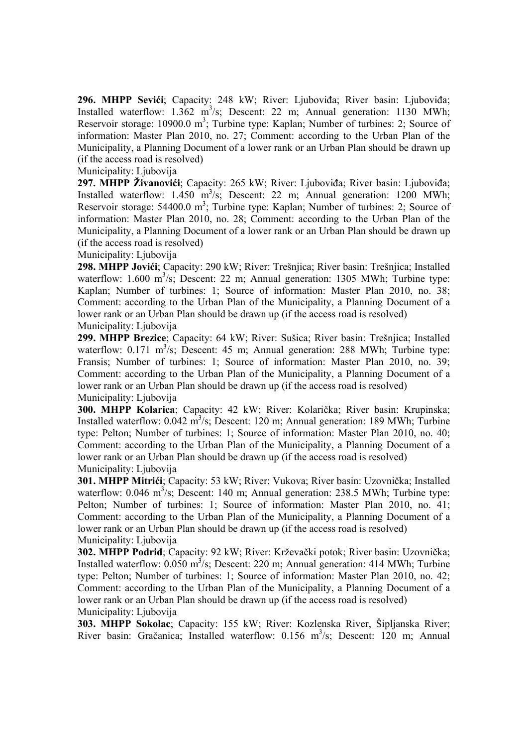**296. MHPP Sevići**; Capacity: 248 kW; River: Ljubovida; River basin: Ljubovida; Installed waterflow: 1.362 $m^3/s$; Descent: 22 m; Annual generation: 1130 MWh; Reservoir storage: 10900.0 $m^3$; Turbine type: Kaplan; Number of turbines: 2; Source of information: Master Plan 2010, no. 27; Comment: according to the Urban Plan of the Municipality, a Planning Document of a lower rank or an Urban Plan should be drawn up (if the access road is resolved)
Municipality: Ljubovija

**297. MHPP Živanovići**; Capacity: 265 kW; River: Ljubovida; River basin: Ljubovida; Installed waterflow: 1.450 $m^3/s$; Descent: 22 m; Annual generation: 1200 MWh; Reservoir storage: 54400.0 $m^3$; Turbine type: Kaplan; Number of turbines: 2; Source of information: Master Plan 2010, no. 28; Comment: according to the Urban Plan of the Municipality, a Planning Document of a lower rank or an Urban Plan should be drawn up (if the access road is resolved)
Municipality: Ljubovija

**298. MHPP Jovići**; Capacity: 290 kW; River: Trešnjica; River basin: Trešnjica; Installed waterflow: 1.600 $m^3/s$; Descent: 22 m; Annual generation: 1305 MWh; Turbine type: Kaplan; Number of turbines: 1; Source of information: Master Plan 2010, no. 38; Comment: according to the Urban Plan of the Municipality, a Planning Document of a lower rank or an Urban Plan should be drawn up (if the access road is resolved)
Municipality: Ljubovija

**299. MHPP Brezice**; Capacity: 64 kW; River: Sušica; River basin: Trešnjica; Installed waterflow: 0.171 $m^3/s$; Descent: 45 m; Annual generation: 288 MWh; Turbine type: Fransis; Number of turbines: 1; Source of information: Master Plan 2010, no. 39; Comment: according to the Urban Plan of the Municipality, a Planning Document of a lower rank or an Urban Plan should be drawn up (if the access road is resolved)
Municipality: Ljubovija

**300. MHPP Kolarica**; Capacity: 42 kW; River: Kolarička; River basin: Krupinska; Installed waterflow: 0.042 $m^3/s$; Descent: 120 m; Annual generation: 189 MWh; Turbine type: Pelton; Number of turbines: 1; Source of information: Master Plan 2010, no. 40; Comment: according to the Urban Plan of the Municipality, a Planning Document of a lower rank or an Urban Plan should be drawn up (if the access road is resolved)
Municipality: Ljubovija

**301. MHPP Mitrići**; Capacity: 53 kW; River: Vukova; River basin: Uzovnička; Installed waterflow: 0.046 $m^3/s$; Descent: 140 m; Annual generation: 238.5 MWh; Turbine type: Pelton; Number of turbines: 1; Source of information: Master Plan 2010, no. 41; Comment: according to the Urban Plan of the Municipality, a Planning Document of a lower rank or an Urban Plan should be drawn up (if the access road is resolved)
Municipality: Ljubovija

**302. MHPP Podrid**; Capacity: 92 kW; River: Krževački potok; River basin: Uzovnička; Installed waterflow: 0.050 $m^3/s$; Descent: 220 m; Annual generation: 414 MWh; Turbine type: Pelton; Number of turbines: 1; Source of information: Master Plan 2010, no. 42; Comment: according to the Urban Plan of the Municipality, a Planning Document of a lower rank or an Urban Plan should be drawn up (if the access road is resolved)
Municipality: Ljubovija

**303. MHPP Sokolac**; Capacity: 155 kW; River: Kozlenska River, Šipljanska River; River basin: Gračanica; Installed waterflow: 0.156 $m^3/s$; Descent: 120 m; Annual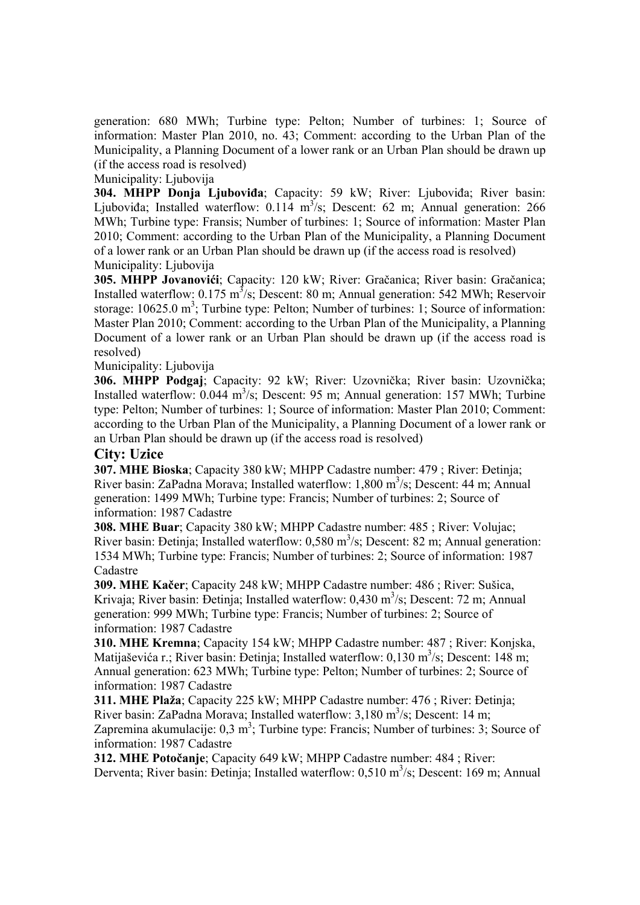generation: 680 MWh; Turbine type: Pelton; Number of turbines: 1; Source of information: Master Plan 2010, no. 43; Comment: according to the Urban Plan of the Municipality, a Planning Document of a lower rank or an Urban Plan should be drawn up (if the access road is resolved)

Municipality: Ljubovija

**304. MHPP Donja Ljuboviđa**; Capacity: 59 kW; River: Ljubovиđa; River basin: Ljubovиđa; Installed waterflow: 0.114 $m^3$/s; Descent: 62 m; Annual generation: 266 MWh; Turbine type: Fransis; Number of turbines: 1; Source of information: Master Plan 2010; Comment: according to the Urban Plan of the Municipality, a Planning Document of a lower rank or an Urban Plan should be drawn up (if the access road is resolved)

Municipality: Ljubovija

**305. MHPP Jovanovići**; Capacity: 120 kW; River: Gračanica; River basin: Gračanica; Installed waterflow: 0.175 $m^3$/s; Descent: 80 m; Annual generation: 542 MWh; Reservoir storage: 10625.0 $m^3$; Turbine type: Pelton; Number of turbines: 1; Source of information: Master Plan 2010; Comment: according to the Urban Plan of the Municipality, a Planning Document of a lower rank or an Urban Plan should be drawn up (if the access road is resolved)

Municipality: Ljubovija

**306. MHPP Podgaj**; Capacity: 92 kW; River: Uzovnička; River basin: Uzovnička; Installed waterflow: 0.044 $m^3$/s; Descent: 95 m; Annual generation: 157 MWh; Turbine type: Pelton; Number of turbines: 1; Source of information: Master Plan 2010; Comment: according to the Urban Plan of the Municipality, a Planning Document of a lower rank or an Urban Plan should be drawn up (if the access road is resolved)

### City: Uzice

**307. MHE Bioska**; Capacity 380 kW; MHPP Cadastre number: 479 ; River: Đetinja; River basin: ZaPadna Morava; Installed waterflow: 1,800 $m^3$/s; Descent: 44 m; Annual generation: 1499 MWh; Turbine type: Francis; Number of turbines: 2; Source of information: 1987 Cadastre

**308. MHE Buar**; Capacity 380 kW; MHPP Cadastre number: 485 ; River: Volujac; River basin: Đetinja; Installed waterflow: 0,580 $m^3$/s; Descent: 82 m; Annual generation: 1534 MWh; Turbine type: Francis; Number of turbines: 2; Source of information: 1987 Cadastre

**309. MHE Kačer**; Capacity 248 kW; MHPP Cadastre number: 486 ; River: Sušica, Krivaja; River basin: Đetinja; Installed waterflow: 0,430 $m^3$/s; Descent: 72 m; Annual generation: 999 MWh; Turbine type: Francis; Number of turbines: 2; Source of information: 1987 Cadastre

**310. MHE Kremna**; Capacity 154 kW; MHPP Cadastre number: 487 ; River: Konjska, Matijaševića r.; River basin: Đetinja; Installed waterflow: 0,130 $m^3$/s; Descent: 148 m; Annual generation: 623 MWh; Turbine type: Pelton; Number of turbines: 2; Source of information: 1987 Cadastre

**311. MHE Plaža**; Capacity 225 kW; MHPP Cadastre number: 476 ; River: Đetinja; River basin: ZaPadna Morava; Installed waterflow: 3,180 $m^3$/s; Descent: 14 m; Zapremina akumulacije: 0,3 $m^3$; Turbine type: Francis; Number of turbines: 3; Source of information: 1987 Cadastre

**312. MHE Potočanje**; Capacity 649 kW; MHPP Cadastre number: 484 ; River: Derventa; River basin: Đetinja; Installed waterflow: 0,510 $m^3$/s; Descent: 169 m; Annual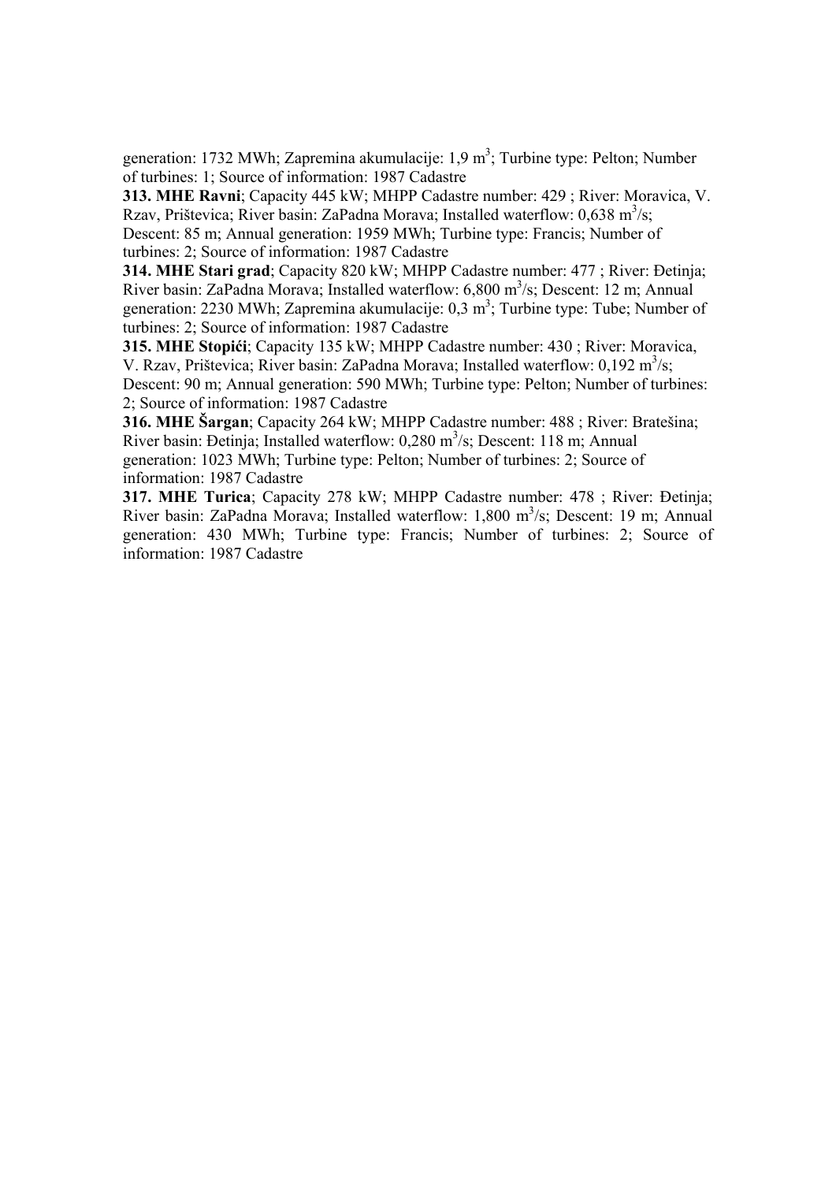generation: 1732 MWh; Zapremina akumulacije: 1,9 $m^3$; Turbine type: Pelton; Number of turbines: 1; Source of information: 1987 Cadastre

**313. MHE Ravni**; Capacity 445 kW; MHPP Cadastre number: 429 ; River: Moravica, V. Rzav, Prištevica; River basin: ZaPadna Morava; Installed waterflow: 0,638 $m^3/s$; Descent: 85 m; Annual generation: 1959 MWh; Turbine type: Francis; Number of turbines: 2; Source of information: 1987 Cadastre

**314. MHE Stari grad**; Capacity 820 kW; MHPP Cadastre number: 477 ; River: Đetinja; River basin: ZaPadna Morava; Installed waterflow: 6,800 $m^3/s$; Descent: 12 m; Annual generation: 2230 MWh; Zapremina akumulacije: 0,3 $m^3$; Turbine type: Tube; Number of turbines: 2; Source of information: 1987 Cadastre

**315. MHE Stopići**; Capacity 135 kW; MHPP Cadastre number: 430 ; River: Moravica, V. Rzav, Prištevica; River basin: ZaPadna Morava; Installed waterflow: 0,192 $m^3/s$; Descent: 90 m; Annual generation: 590 MWh; Turbine type: Pelton; Number of turbines: 2; Source of information: 1987 Cadastre

**316. MHE Šargan**; Capacity 264 kW; MHPP Cadastre number: 488 ; River: Bratešina; River basin: Đetinja; Installed waterflow: 0,280 $m^3/s$; Descent: 118 m; Annual generation: 1023 MWh; Turbine type: Pelton; Number of turbines: 2; Source of information: 1987 Cadastre

**317. MHE Turica**; Capacity 278 kW; MHPP Cadastre number: 478 ; River: Đetinja; River basin: ZaPadna Morava; Installed waterflow: 1,800 $m^3/s$; Descent: 19 m; Annual generation: 430 MWh; Turbine type: Francis; Number of turbines: 2; Source of information: 1987 Cadastre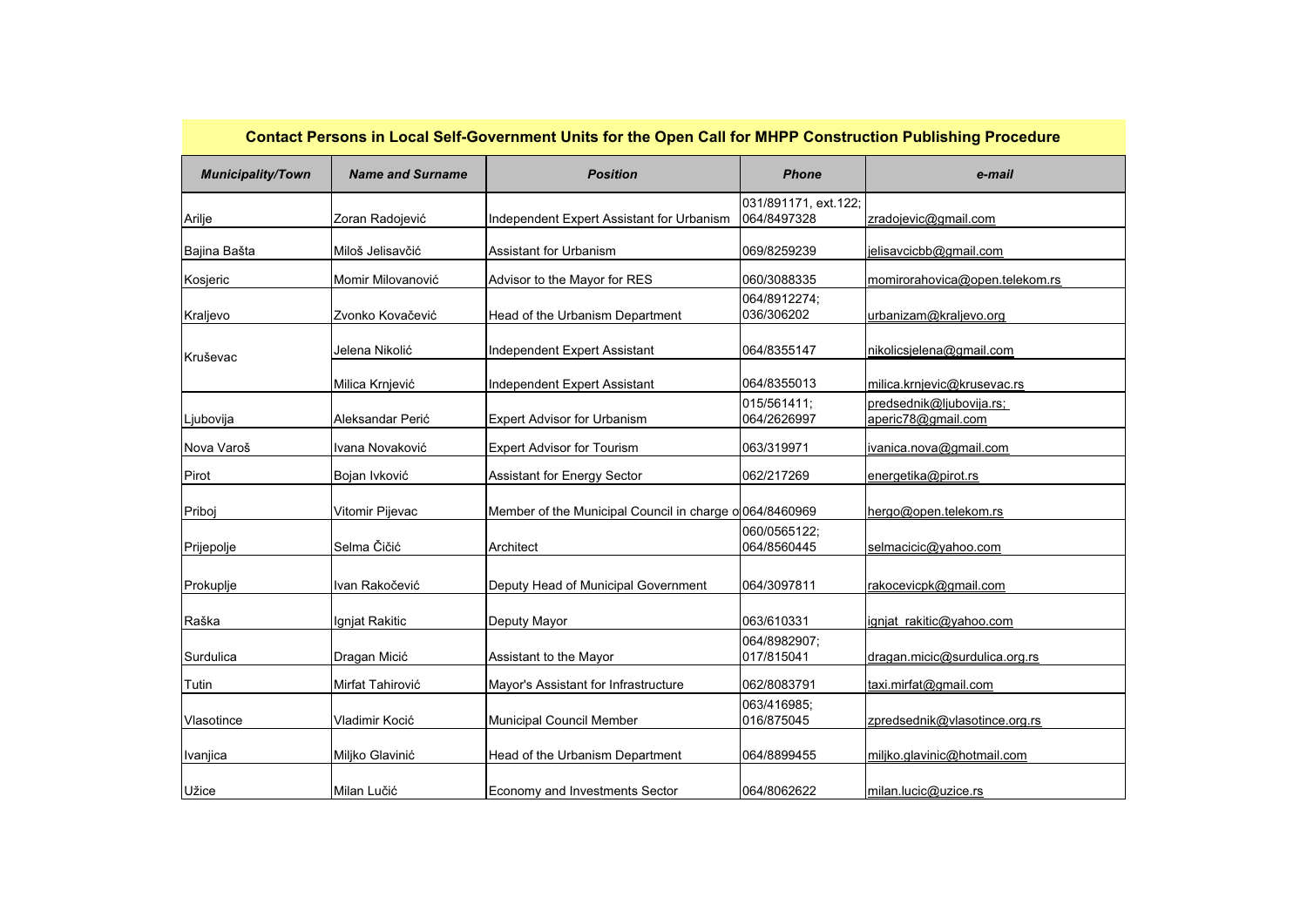| Contact Persons in Local Self-Government Units for the Open Call for MHPP Construction Publishing Procedure | | | | |
|---|---|---|---|---|
| ***Municipality/Town*** | ***Name and Surname*** | ***Position*** | ***Phone*** | ***e-mail*** |
| Arilje | Zoran Radojević | Independent Expert Assistant for Urbanism | 031/891171, ext.122; 064/8497328 | zradojevic@gmail.com |
| Bajina Bašta | Miloš Jelisavčić | Assistant for Urbanism | 069/8259239 | jelisavcicbb@gmail.com |
| Kosjeric | Momir Milovanović | Advisor to the Mayor for RES | 060/3088335 | momirorahovica@open.telekom.rs |
| Kraljevo | Zvonko Kovačević | Head of the Urbanism Department | 064/8912274; 036/306202 | urbanizam@kraljevo.org |
| Kruševac | Jelena Nikolić | Independent Expert Assistant | 064/8355147 | nikolicsjelena@gmail.com |
| | Milica Krnjević | Independent Expert Assistant | 064/8355013 | milica.krnjevic@krusevac.rs |
| Ljubovija | Aleksandar Perić | Expert Advisor for Urbanism | 015/561411; 064/2626997 | predsednik@ljubovija.rs; aperic78@gmail.com |
| Nova Varoš | Ivana Novaković | Expert Advisor for Tourism | 063/319971 | ivanica.nova@gmail.com |
| Pirot | Bojan Ivković | Assistant for Energy Sector | 062/217269 | energetika@pirot.rs |
| Priboj | Vitomir Pijevac | Member of the Municipal Council in charge o | 064/8460969 | hergo@open.telekom.rs |
| Prijepolje | Selma Čičić | Architect | 060/0565122; 064/8560445 | selmacicic@yahoo.com |
| Prokuplje | Ivan Rakočević | Deputy Head of Municipal Government | 064/3097811 | rakocevicpk@gmail.com |
| Raška | Ignjat Rakitic | Deputy Mayor | 063/610331 | ignjat_rakitic@yahoo.com |
| Surdulica | Dragan Micić | Assistant to the Mayor | 064/8982907; 017/815041 | dragan.micic@surdulica.org.rs |
| Tutin | Mirfat Tahirović | Mayor's Assistant for Infrastructure | 062/8083791 | taxi.mirfat@gmail.com |
| Vlasotince | Vladimir Kocić | Municipal Council Member | 063/416985; 016/875045 | zpredsednik@vlasotince.org.rs |
| Ivanjica | Miljko Glavinić | Head of the Urbanism Department | 064/8899455 | miljko.glavinic@hotmail.com |
| Užice | Milan Lučić | Economy and Investments Sector | 064/8062622 | milan.lucic@uzice.rs |